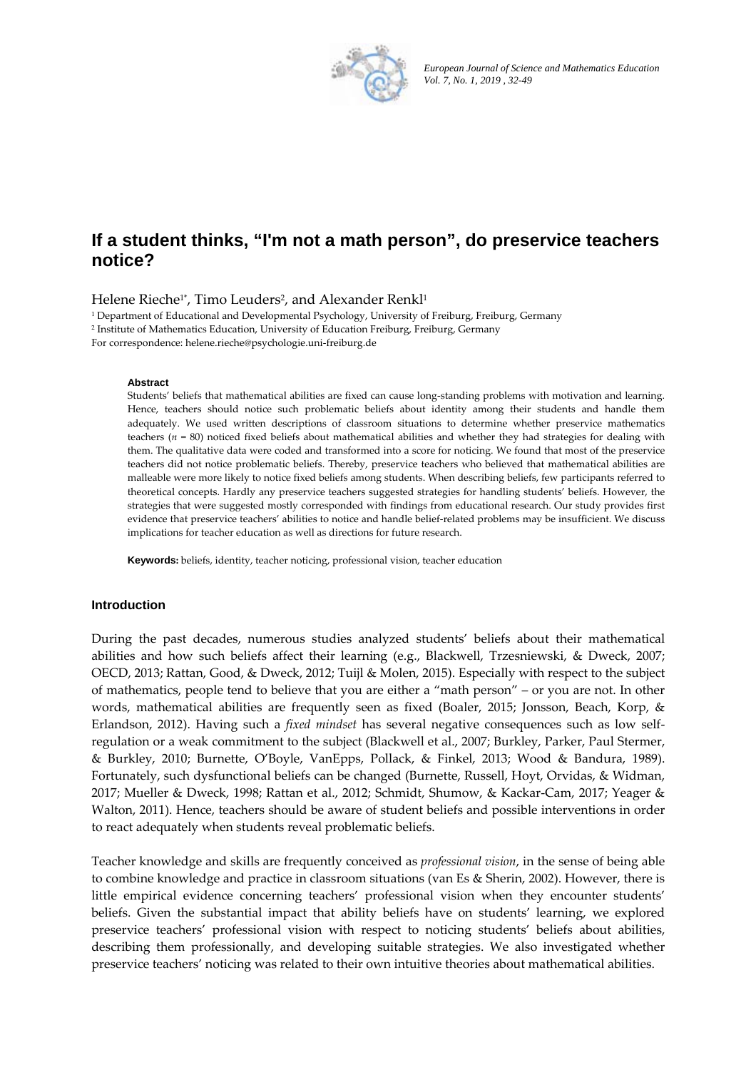# If a student thinks, "I'm not a math person", do preservice teachers notice?

Helene Rieche[1*], Timo Leuders[2], and Alexander Renkl[1]

[1] Department of Educational and Developmental Psychology, University of Freiburg, Freiburg, Germany
[2] Institute of Mathematics Education, University of Education Freiburg, Freiburg, Germany
For correspondence: helene.rieche@psychologie.uni-freiburg.de

**Abstract**

Students' beliefs that mathematical abilities are fixed can cause long-standing problems with motivation and learning. Hence, teachers should notice such problematic beliefs about identity among their students and handle them adequately. We used written descriptions of classroom situations to determine whether preservice mathematics teachers ($n$ = 80) noticed fixed beliefs about mathematical abilities and whether they had strategies for dealing with them. The qualitative data were coded and transformed into a score for noticing. We found that most of the preservice teachers did not notice problematic beliefs. Thereby, preservice teachers who believed that mathematical abilities are malleable were more likely to notice fixed beliefs among students. When describing beliefs, few participants referred to theoretical concepts. Hardly any preservice teachers suggested strategies for handling students' beliefs. However, the strategies that were suggested mostly corresponded with findings from educational research. Our study provides first evidence that preservice teachers' abilities to notice and handle belief-related problems may be insufficient. We discuss implications for teacher education as well as directions for future research.

**Keywords:** beliefs, identity, teacher noticing, professional vision, teacher education

## Introduction

During the past decades, numerous studies analyzed students' beliefs about their mathematical abilities and how such beliefs affect their learning (e.g., Blackwell, Trzesniewski, & Dweck, 2007; OECD, 2013; Rattan, Good, & Dweck, 2012; Tuijl & Molen, 2015). Especially with respect to the subject of mathematics, people tend to believe that you are either a "math person" – or you are not. In other words, mathematical abilities are frequently seen as fixed (Boaler, 2015; Jonsson, Beach, Korp, & Erlandson, 2012). Having such a *fixed mindset* has several negative consequences such as low self-regulation or a weak commitment to the subject (Blackwell et al., 2007; Burkley, Parker, Paul Stermer, & Burkley, 2010; Burnette, O'Boyle, VanEpps, Pollack, & Finkel, 2013; Wood & Bandura, 1989). Fortunately, such dysfunctional beliefs can be changed (Burnette, Russell, Hoyt, Orvidas, & Widman, 2017; Mueller & Dweck, 1998; Rattan et al., 2012; Schmidt, Shumow, & Kackar-Cam, 2017; Yeager & Walton, 2011). Hence, teachers should be aware of student beliefs and possible interventions in order to react adequately when students reveal problematic beliefs.

Teacher knowledge and skills are frequently conceived as *professional vision*, in the sense of being able to combine knowledge and practice in classroom situations (van Es & Sherin, 2002). However, there is little empirical evidence concerning teachers' professional vision when they encounter students' beliefs. Given the substantial impact that ability beliefs have on students' learning, we explored preservice teachers' professional vision with respect to noticing students' beliefs about abilities, describing them professionally, and developing suitable strategies. We also investigated whether preservice teachers' noticing was related to their own intuitive theories about mathematical abilities.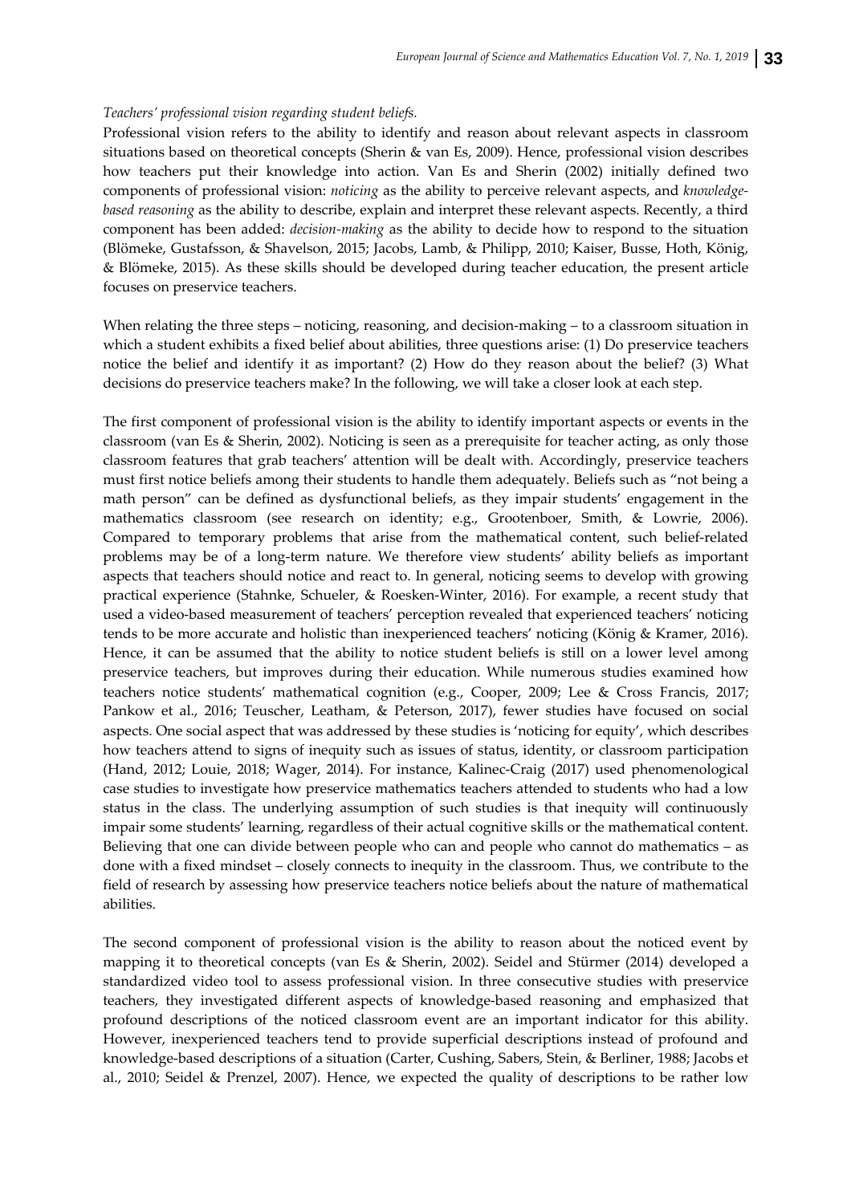*Teachers' professional vision regarding student beliefs.*

Professional vision refers to the ability to identify and reason about relevant aspects in classroom situations based on theoretical concepts (Sherin & van Es, 2009). Hence, professional vision describes how teachers put their knowledge into action. Van Es and Sherin (2002) initially defined two components of professional vision: *noticing* as the ability to perceive relevant aspects, and *knowledge-based reasoning* as the ability to describe, explain and interpret these relevant aspects. Recently, a third component has been added: *decision-making* as the ability to decide how to respond to the situation (Blömeke, Gustafsson, & Shavelson, 2015; Jacobs, Lamb, & Philipp, 2010; Kaiser, Busse, Hoth, König, & Blömeke, 2015). As these skills should be developed during teacher education, the present article focuses on preservice teachers.

When relating the three steps – noticing, reasoning, and decision-making – to a classroom situation in which a student exhibits a fixed belief about abilities, three questions arise: (1) Do preservice teachers notice the belief and identify it as important? (2) How do they reason about the belief? (3) What decisions do preservice teachers make? In the following, we will take a closer look at each step.

The first component of professional vision is the ability to identify important aspects or events in the classroom (van Es & Sherin, 2002). Noticing is seen as a prerequisite for teacher acting, as only those classroom features that grab teachers' attention will be dealt with. Accordingly, preservice teachers must first notice beliefs among their students to handle them adequately. Beliefs such as "not being a math person" can be defined as dysfunctional beliefs, as they impair students' engagement in the mathematics classroom (see research on identity; e.g., Grootenboer, Smith, & Lowrie, 2006). Compared to temporary problems that arise from the mathematical content, such belief-related problems may be of a long-term nature. We therefore view students' ability beliefs as important aspects that teachers should notice and react to. In general, noticing seems to develop with growing practical experience (Stahnke, Schueler, & Roesken-Winter, 2016). For example, a recent study that used a video-based measurement of teachers' perception revealed that experienced teachers' noticing tends to be more accurate and holistic than inexperienced teachers' noticing (König & Kramer, 2016). Hence, it can be assumed that the ability to notice student beliefs is still on a lower level among preservice teachers, but improves during their education. While numerous studies examined how teachers notice students' mathematical cognition (e.g., Cooper, 2009; Lee & Cross Francis, 2017; Pankow et al., 2016; Teuscher, Leatham, & Peterson, 2017), fewer studies have focused on social aspects. One social aspect that was addressed by these studies is 'noticing for equity', which describes how teachers attend to signs of inequity such as issues of status, identity, or classroom participation (Hand, 2012; Louie, 2018; Wager, 2014). For instance, Kalinec-Craig (2017) used phenomenological case studies to investigate how preservice mathematics teachers attended to students who had a low status in the class. The underlying assumption of such studies is that inequity will continuously impair some students' learning, regardless of their actual cognitive skills or the mathematical content. Believing that one can divide between people who can and people who cannot do mathematics – as done with a fixed mindset – closely connects to inequity in the classroom. Thus, we contribute to the field of research by assessing how preservice teachers notice beliefs about the nature of mathematical abilities.

The second component of professional vision is the ability to reason about the noticed event by mapping it to theoretical concepts (van Es & Sherin, 2002). Seidel and Stürmer (2014) developed a standardized video tool to assess professional vision. In three consecutive studies with preservice teachers, they investigated different aspects of knowledge-based reasoning and emphasized that profound descriptions of the noticed classroom event are an important indicator for this ability. However, inexperienced teachers tend to provide superficial descriptions instead of profound and knowledge-based descriptions of a situation (Carter, Cushing, Sabers, Stein, & Berliner, 1988; Jacobs et al., 2010; Seidel & Prenzel, 2007). Hence, we expected the quality of descriptions to be rather low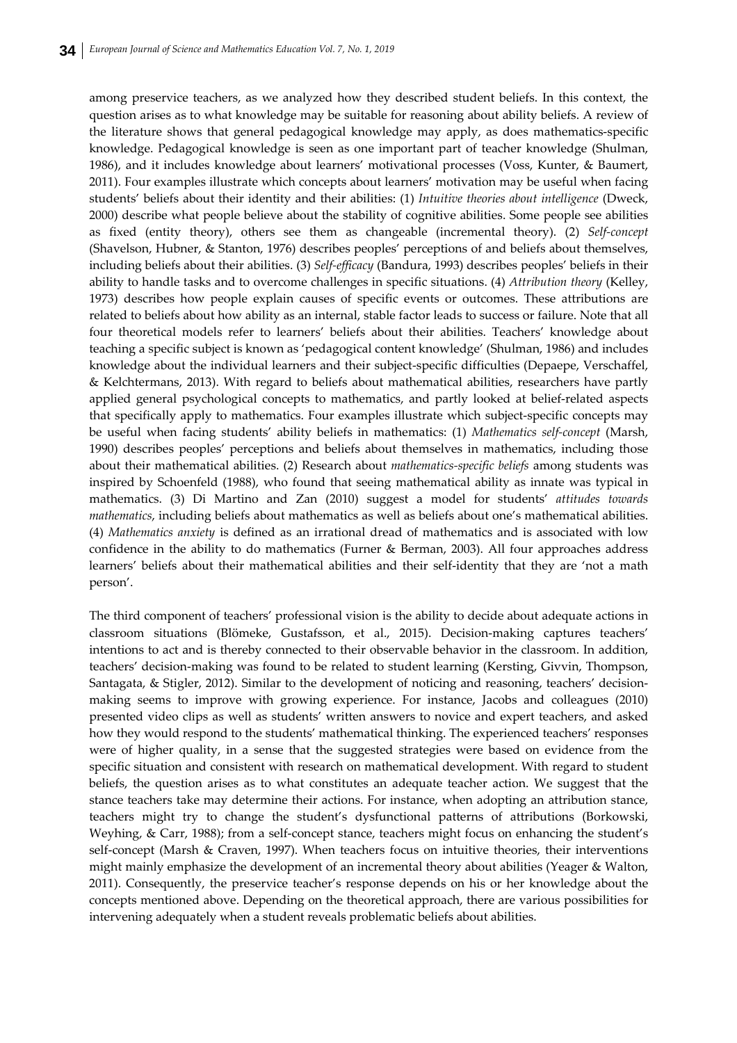among preservice teachers, as we analyzed how they described student beliefs. In this context, the question arises as to what knowledge may be suitable for reasoning about ability beliefs. A review of the literature shows that general pedagogical knowledge may apply, as does mathematics-specific knowledge. Pedagogical knowledge is seen as one important part of teacher knowledge (Shulman, 1986), and it includes knowledge about learners' motivational processes (Voss, Kunter, & Baumert, 2011). Four examples illustrate which concepts about learners' motivation may be useful when facing students' beliefs about their identity and their abilities: (1) *Intuitive theories about intelligence* (Dweck, 2000) describe what people believe about the stability of cognitive abilities. Some people see abilities as fixed (entity theory), others see them as changeable (incremental theory). (2) *Self-concept* (Shavelson, Hubner, & Stanton, 1976) describes peoples' perceptions of and beliefs about themselves, including beliefs about their abilities. (3) *Self-efficacy* (Bandura, 1993) describes peoples' beliefs in their ability to handle tasks and to overcome challenges in specific situations. (4) *Attribution theory* (Kelley, 1973) describes how people explain causes of specific events or outcomes. These attributions are related to beliefs about how ability as an internal, stable factor leads to success or failure. Note that all four theoretical models refer to learners' beliefs about their abilities. Teachers' knowledge about teaching a specific subject is known as 'pedagogical content knowledge' (Shulman, 1986) and includes knowledge about the individual learners and their subject-specific difficulties (Depaepe, Verschaffel, & Kelchtermans, 2013). With regard to beliefs about mathematical abilities, researchers have partly applied general psychological concepts to mathematics, and partly looked at belief-related aspects that specifically apply to mathematics. Four examples illustrate which subject-specific concepts may be useful when facing students' ability beliefs in mathematics: (1) *Mathematics self-concept* (Marsh, 1990) describes peoples' perceptions and beliefs about themselves in mathematics, including those about their mathematical abilities. (2) Research about *mathematics-specific beliefs* among students was inspired by Schoenfeld (1988), who found that seeing mathematical ability as innate was typical in mathematics. (3) Di Martino and Zan (2010) suggest a model for students' *attitudes towards mathematics*, including beliefs about mathematics as well as beliefs about one's mathematical abilities. (4) *Mathematics anxiety* is defined as an irrational dread of mathematics and is associated with low confidence in the ability to do mathematics (Furner & Berman, 2003). All four approaches address learners' beliefs about their mathematical abilities and their self-identity that they are 'not a math person'.

The third component of teachers' professional vision is the ability to decide about adequate actions in classroom situations (Blömeke, Gustafsson, et al., 2015). Decision-making captures teachers' intentions to act and is thereby connected to their observable behavior in the classroom. In addition, teachers' decision-making was found to be related to student learning (Kersting, Givvin, Thompson, Santagata, & Stigler, 2012). Similar to the development of noticing and reasoning, teachers' decision-making seems to improve with growing experience. For instance, Jacobs and colleagues (2010) presented video clips as well as students' written answers to novice and expert teachers, and asked how they would respond to the students' mathematical thinking. The experienced teachers' responses were of higher quality, in a sense that the suggested strategies were based on evidence from the specific situation and consistent with research on mathematical development. With regard to student beliefs, the question arises as to what constitutes an adequate teacher action. We suggest that the stance teachers take may determine their actions. For instance, when adopting an attribution stance, teachers might try to change the student's dysfunctional patterns of attributions (Borkowski, Weyhing, & Carr, 1988); from a self-concept stance, teachers might focus on enhancing the student's self-concept (Marsh & Craven, 1997). When teachers focus on intuitive theories, their interventions might mainly emphasize the development of an incremental theory about abilities (Yeager & Walton, 2011). Consequently, the preservice teacher's response depends on his or her knowledge about the concepts mentioned above. Depending on the theoretical approach, there are various possibilities for intervening adequately when a student reveals problematic beliefs about abilities.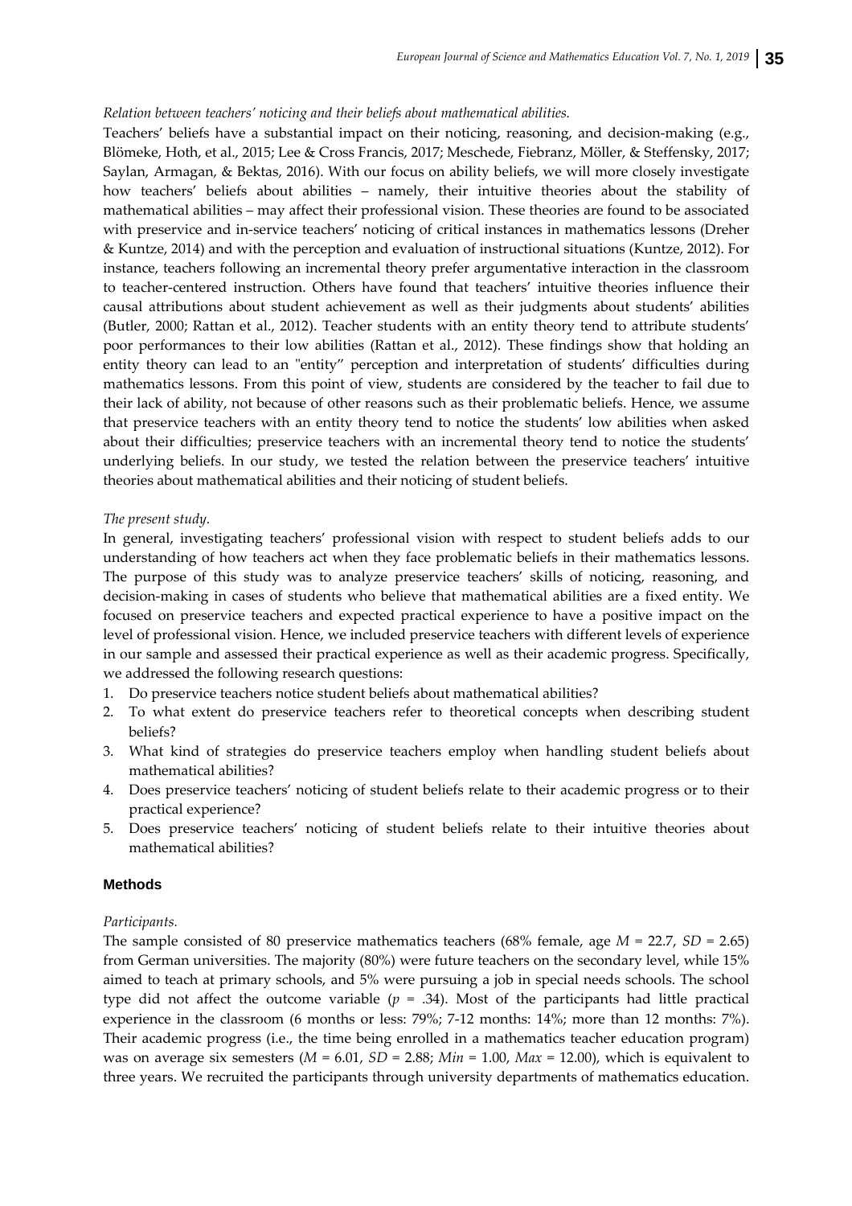*Relation between teachers' noticing and their beliefs about mathematical abilities.*

Teachers' beliefs have a substantial impact on their noticing, reasoning, and decision-making (e.g., Blömeke, Hoth, et al., 2015; Lee & Cross Francis, 2017; Meschede, Fiebranz, Möller, & Steffensky, 2017; Saylan, Armagan, & Bektas, 2016). With our focus on ability beliefs, we will more closely investigate how teachers' beliefs about abilities – namely, their intuitive theories about the stability of mathematical abilities – may affect their professional vision. These theories are found to be associated with preservice and in-service teachers' noticing of critical instances in mathematics lessons (Dreher & Kuntze, 2014) and with the perception and evaluation of instructional situations (Kuntze, 2012). For instance, teachers following an incremental theory prefer argumentative interaction in the classroom to teacher-centered instruction. Others have found that teachers' intuitive theories influence their causal attributions about student achievement as well as their judgments about students' abilities (Butler, 2000; Rattan et al., 2012). Teacher students with an entity theory tend to attribute students' poor performances to their low abilities (Rattan et al., 2012). These findings show that holding an entity theory can lead to an "entity" perception and interpretation of students' difficulties during mathematics lessons. From this point of view, students are considered by the teacher to fail due to their lack of ability, not because of other reasons such as their problematic beliefs. Hence, we assume that preservice teachers with an entity theory tend to notice the students' low abilities when asked about their difficulties; preservice teachers with an incremental theory tend to notice the students' underlying beliefs. In our study, we tested the relation between the preservice teachers' intuitive theories about mathematical abilities and their noticing of student beliefs.

*The present study.*

In general, investigating teachers' professional vision with respect to student beliefs adds to our understanding of how teachers act when they face problematic beliefs in their mathematics lessons. The purpose of this study was to analyze preservice teachers' skills of noticing, reasoning, and decision-making in cases of students who believe that mathematical abilities are a fixed entity. We focused on preservice teachers and expected practical experience to have a positive impact on the level of professional vision. Hence, we included preservice teachers with different levels of experience in our sample and assessed their practical experience as well as their academic progress. Specifically, we addressed the following research questions:

1. Do preservice teachers notice student beliefs about mathematical abilities?
2. To what extent do preservice teachers refer to theoretical concepts when describing student beliefs?
3. What kind of strategies do preservice teachers employ when handling student beliefs about mathematical abilities?
4. Does preservice teachers' noticing of student beliefs relate to their academic progress or to their practical experience?
5. Does preservice teachers' noticing of student beliefs relate to their intuitive theories about mathematical abilities?

### Methods

*Participants.*

The sample consisted of 80 preservice mathematics teachers (68% female, age $M = 22.7$, $SD = 2.65$) from German universities. The majority (80%) were future teachers on the secondary level, while 15% aimed to teach at primary schools, and 5% were pursuing a job in special needs schools. The school type did not affect the outcome variable ($p = .34$). Most of the participants had little practical experience in the classroom (6 months or less: 79%; 7-12 months: 14%; more than 12 months: 7%). Their academic progress (i.e., the time being enrolled in a mathematics teacher education program) was on average six semesters ($M = 6.01$, $SD = 2.88$; $Min = 1.00$, $Max = 12.00$), which is equivalent to three years. We recruited the participants through university departments of mathematics education.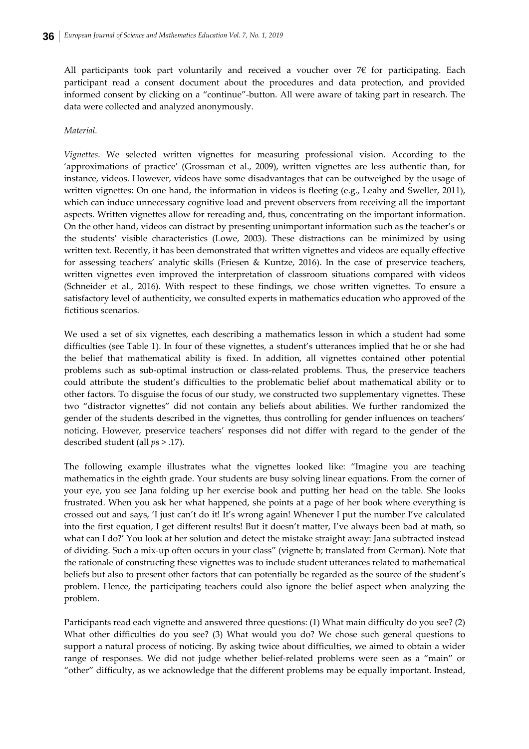All participants took part voluntarily and received a voucher over 7€ for participating. Each participant read a consent document about the procedures and data protection, and provided informed consent by clicking on a "continue"-button. All were aware of taking part in research. The data were collected and analyzed anonymously.

*Material.*

*Vignettes*. We selected written vignettes for measuring professional vision. According to the 'approximations of practice' (Grossman et al., 2009), written vignettes are less authentic than, for instance, videos. However, videos have some disadvantages that can be outweighed by the usage of written vignettes: On one hand, the information in videos is fleeting (e.g., Leahy and Sweller, 2011), which can induce unnecessary cognitive load and prevent observers from receiving all the important aspects. Written vignettes allow for rereading and, thus, concentrating on the important information. On the other hand, videos can distract by presenting unimportant information such as the teacher's or the students' visible characteristics (Lowe, 2003). These distractions can be minimized by using written text. Recently, it has been demonstrated that written vignettes and videos are equally effective for assessing teachers' analytic skills (Friesen & Kuntze, 2016). In the case of preservice teachers, written vignettes even improved the interpretation of classroom situations compared with videos (Schneider et al., 2016). With respect to these findings, we chose written vignettes. To ensure a satisfactory level of authenticity, we consulted experts in mathematics education who approved of the fictitious scenarios.

We used a set of six vignettes, each describing a mathematics lesson in which a student had some difficulties (see Table 1). In four of these vignettes, a student's utterances implied that he or she had the belief that mathematical ability is fixed. In addition, all vignettes contained other potential problems such as sub-optimal instruction or class-related problems. Thus, the preservice teachers could attribute the student's difficulties to the problematic belief about mathematical ability or to other factors. To disguise the focus of our study, we constructed two supplementary vignettes. These two "distractor vignettes" did not contain any beliefs about abilities. We further randomized the gender of the students described in the vignettes, thus controlling for gender influences on teachers' noticing. However, preservice teachers' responses did not differ with regard to the gender of the described student (all *p*s $> .17$).

The following example illustrates what the vignettes looked like: "Imagine you are teaching mathematics in the eighth grade. Your students are busy solving linear equations. From the corner of your eye, you see Jana folding up her exercise book and putting her head on the table. She looks frustrated. When you ask her what happened, she points at a page of her book where everything is crossed out and says, 'I just can't do it! It's wrong again! Whenever I put the number I've calculated into the first equation, I get different results! But it doesn't matter, I've always been bad at math, so what can I do?' You look at her solution and detect the mistake straight away: Jana subtracted instead of dividing. Such a mix-up often occurs in your class" (vignette b; translated from German). Note that the rationale of constructing these vignettes was to include student utterances related to mathematical beliefs but also to present other factors that can potentially be regarded as the source of the student's problem. Hence, the participating teachers could also ignore the belief aspect when analyzing the problem.

Participants read each vignette and answered three questions: (1) What main difficulty do you see? (2) What other difficulties do you see? (3) What would you do? We chose such general questions to support a natural process of noticing. By asking twice about difficulties, we aimed to obtain a wider range of responses. We did not judge whether belief-related problems were seen as a "main" or "other" difficulty, as we acknowledge that the different problems may be equally important. Instead,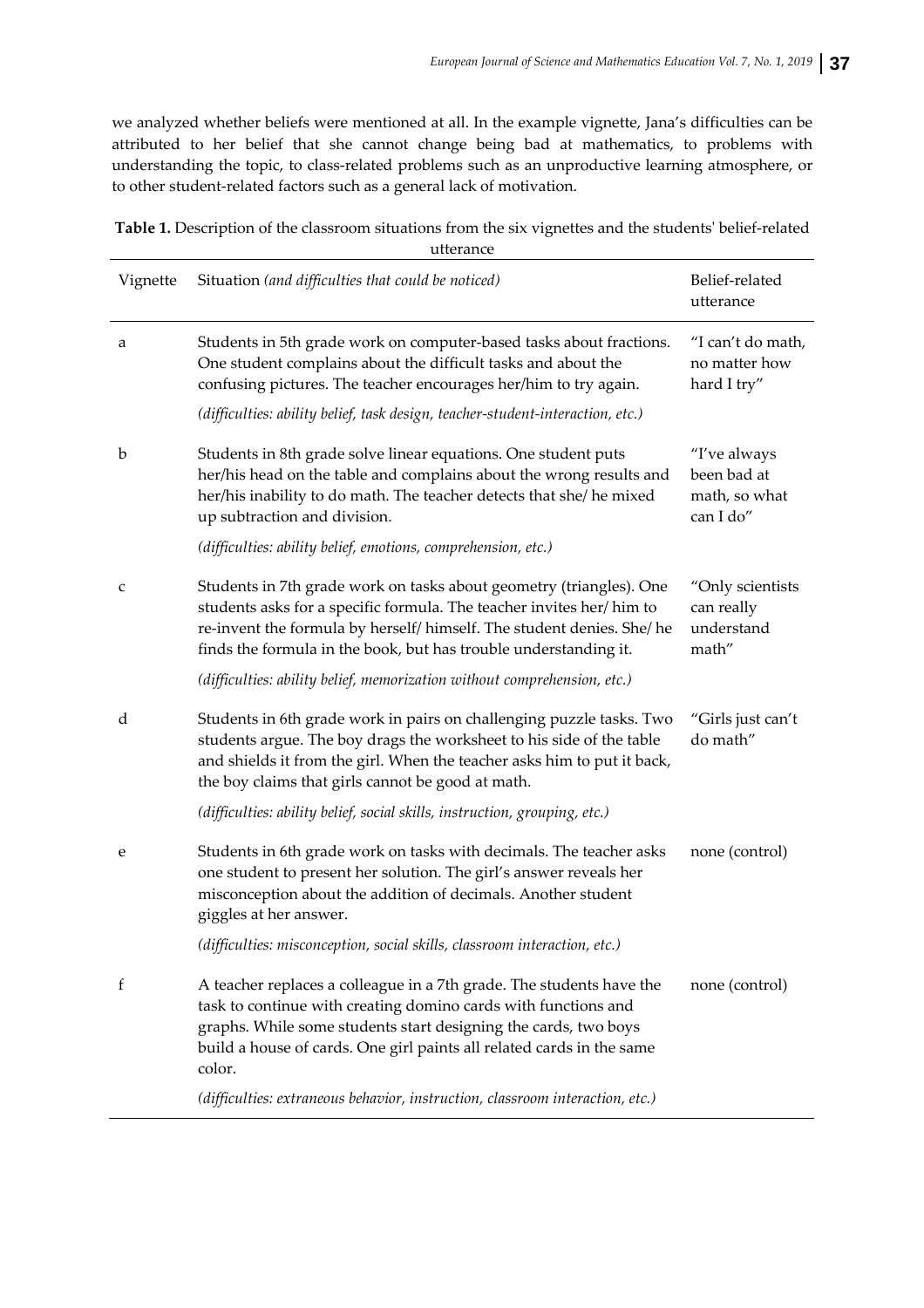we analyzed whether beliefs were mentioned at all. In the example vignette, Jana's difficulties can be attributed to her belief that she cannot change being bad at mathematics, to problems with understanding the topic, to class-related problems such as an unproductive learning atmosphere, or to other student-related factors such as a general lack of motivation.

**Table 1.** Description of the classroom situations from the six vignettes and the students' belief-related utterance

| Vignette | Situation *(and difficulties that could be noticed)* | Belief-related utterance |
|---|---|---|
| a | Students in 5th grade work on computer-based tasks about fractions. One student complains about the difficult tasks and about the confusing pictures. The teacher encourages her/him to try again. *(difficulties: ability belief, task design, teacher-student-interaction, etc.)* | "I can't do math, no matter how hard I try" |
| b | Students in 8th grade solve linear equations. One student puts her/his head on the table and complains about the wrong results and her/his inability to do math. The teacher detects that she/ he mixed up subtraction and division. *(difficulties: ability belief, emotions, comprehension, etc.)* | "I've always been bad at math, so what can I do" |
| c | Students in 7th grade work on tasks about geometry (triangles). One students asks for a specific formula. The teacher invites her/ him to re-invent the formula by herself/ himself. The student denies. She/ he finds the formula in the book, but has trouble understanding it. *(difficulties: ability belief, memorization without comprehension, etc.)* | "Only scientists can really understand math" |
| d | Students in 6th grade work in pairs on challenging puzzle tasks. Two students argue. The boy drags the worksheet to his side of the table and shields it from the girl. When the teacher asks him to put it back, the boy claims that girls cannot be good at math. *(difficulties: ability belief, social skills, instruction, grouping, etc.)* | "Girls just can't do math" |
| e | Students in 6th grade work on tasks with decimals. The teacher asks one student to present her solution. The girl's answer reveals her misconception about the addition of decimals. Another student giggles at her answer. *(difficulties: misconception, social skills, classroom interaction, etc.)* | none (control) |
| f | A teacher replaces a colleague in a 7th grade. The students have the task to continue with creating domino cards with functions and graphs. While some students start designing the cards, two boys build a house of cards. One girl paints all related cards in the same color. *(difficulties: extraneous behavior, instruction, classroom interaction, etc.)* | none (control) |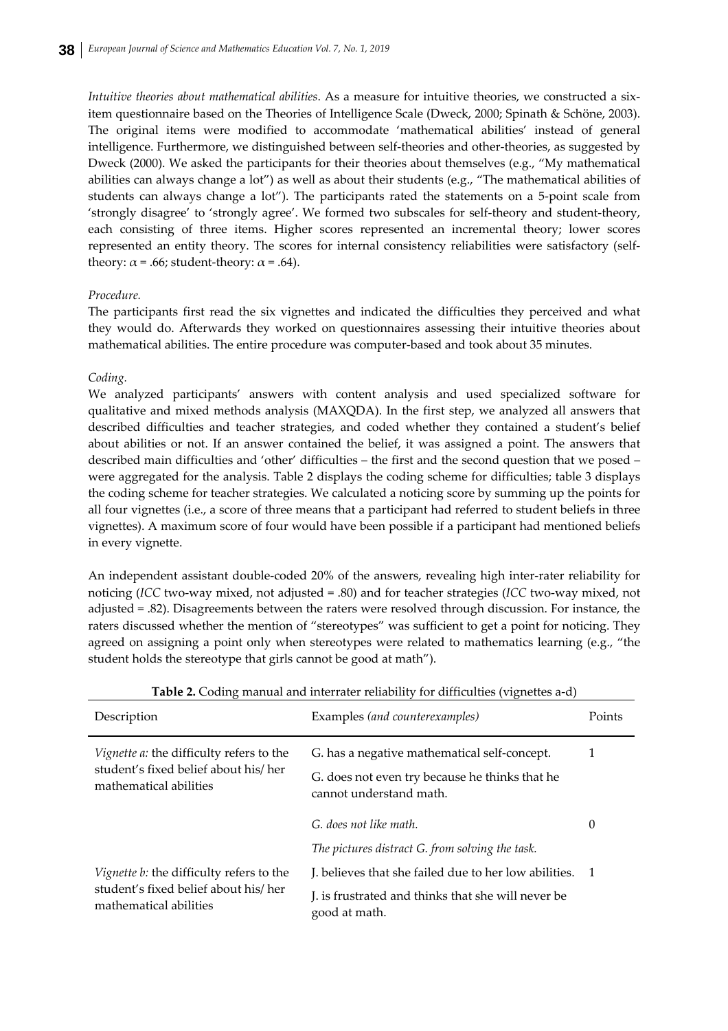*Intuitive theories about mathematical abilities*. As a measure for intuitive theories, we constructed a six-item questionnaire based on the Theories of Intelligence Scale (Dweck, 2000; Spinath & Schöne, 2003). The original items were modified to accommodate 'mathematical abilities' instead of general intelligence. Furthermore, we distinguished between self-theories and other-theories, as suggested by Dweck (2000). We asked the participants for their theories about themselves (e.g., "My mathematical abilities can always change a lot") as well as about their students (e.g., "The mathematical abilities of students can always change a lot"). The participants rated the statements on a 5-point scale from 'strongly disagree' to 'strongly agree'. We formed two subscales for self-theory and student-theory, each consisting of three items. Higher scores represented an incremental theory; lower scores represented an entity theory. The scores for internal consistency reliabilities were satisfactory (self-theory: $\alpha = .66$; student-theory: $\alpha = .64$).

*Procedure.*

The participants first read the six vignettes and indicated the difficulties they perceived and what they would do. Afterwards they worked on questionnaires assessing their intuitive theories about mathematical abilities. The entire procedure was computer-based and took about 35 minutes.

*Coding.*

We analyzed participants' answers with content analysis and used specialized software for qualitative and mixed methods analysis (MAXQDA). In the first step, we analyzed all answers that described difficulties and teacher strategies, and coded whether they contained a student's belief about abilities or not. If an answer contained the belief, it was assigned a point. The answers that described main difficulties and 'other' difficulties – the first and the second question that we posed – were aggregated for the analysis. Table 2 displays the coding scheme for difficulties; table 3 displays the coding scheme for teacher strategies. We calculated a noticing score by summing up the points for all four vignettes (i.e., a score of three means that a participant had referred to student beliefs in three vignettes). A maximum score of four would have been possible if a participant had mentioned beliefs in every vignette.

An independent assistant double-coded 20% of the answers, revealing high inter-rater reliability for noticing (*ICC* two-way mixed, not adjusted = .80) and for teacher strategies (*ICC* two-way mixed, not adjusted = .82). Disagreements between the raters were resolved through discussion. For instance, the raters discussed whether the mention of "stereotypes" was sufficient to get a point for noticing. They agreed on assigning a point only when stereotypes were related to mathematics learning (e.g., "the student holds the stereotype that girls cannot be good at math").

**Table 2.** Coding manual and interrater reliability for difficulties (vignettes a-d)

| Description | Examples *(and counterexamples)* | Points |
|---|---|---|
| *Vignette a:* the difficulty refers to the student's fixed belief about his/ her mathematical abilities | G. has a negative mathematical self-concept.<br>G. does not even try because he thinks that he cannot understand math. | 1 |
| | *G. does not like math.*<br>*The pictures distract G. from solving the task.* | 0 |
| *Vignette b:* the difficulty refers to the student's fixed belief about his/ her mathematical abilities | J. believes that she failed due to her low abilities.<br>J. is frustrated and thinks that she will never be good at math. | 1 |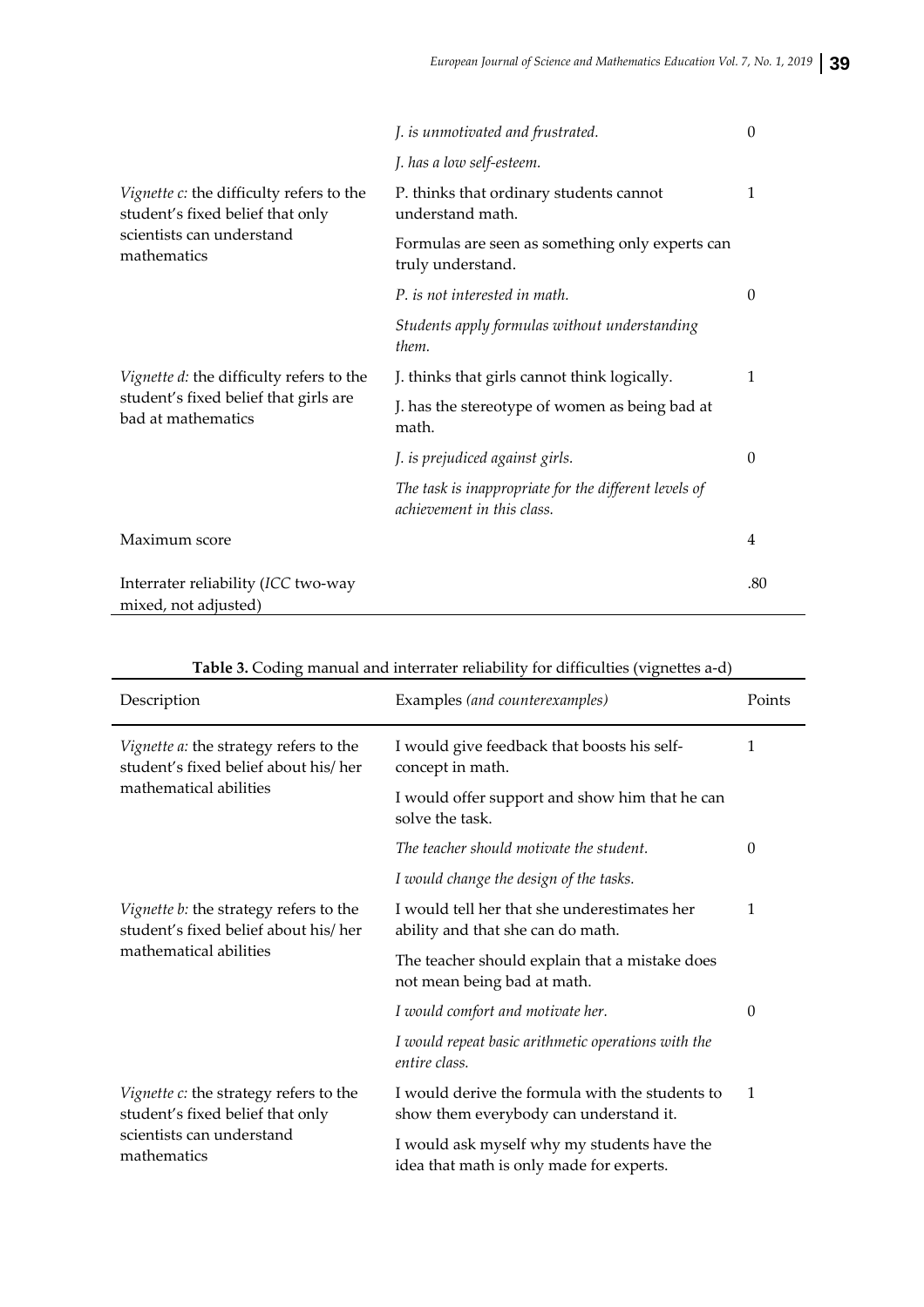| | | |
|---|---|---|
| | *J. is unmotivated and frustrated.* | 0 |
| | *J. has a low self-esteem.* | |
| *Vignette c:* the difficulty refers to the student's fixed belief that only scientists can understand mathematics | P. thinks that ordinary students cannot understand math. | 1 |
| | Formulas are seen as something only experts can truly understand. | |
| | *P. is not interested in math.* | 0 |
| | *Students apply formulas without understanding them.* | |
| *Vignette d:* the difficulty refers to the student's fixed belief that girls are bad at mathematics | J. thinks that girls cannot think logically. | 1 |
| | J. has the stereotype of women as being bad at math. | |
| | *J. is prejudiced against girls.* | 0 |
| | *The task is inappropriate for the different levels of achievement in this class.* | |
| Maximum score | | 4 |
| Interrater reliability (*ICC* two-way mixed, not adjusted) | | .80 |

**Table 3.** Coding manual and interrater reliability for difficulties (vignettes a-d)

| Description | Examples *(and counterexamples)* | Points |
|---|---|---|
| *Vignette a:* the strategy refers to the student's fixed belief about his/ her mathematical abilities | I would give feedback that boosts his self-concept in math. | 1 |
| | I would offer support and show him that he can solve the task. | |
| | *The teacher should motivate the student.* | 0 |
| | *I would change the design of the tasks.* | |
| *Vignette b:* the strategy refers to the student's fixed belief about his/ her mathematical abilities | I would tell her that she underestimates her ability and that she can do math. | 1 |
| | The teacher should explain that a mistake does not mean being bad at math. | |
| | *I would comfort and motivate her.* | 0 |
| | *I would repeat basic arithmetic operations with the entire class.* | |
| *Vignette c:* the strategy refers to the student's fixed belief that only scientists can understand mathematics | I would derive the formula with the students to show them everybody can understand it. | 1 |
| | I would ask myself why my students have the idea that math is only made for experts. | |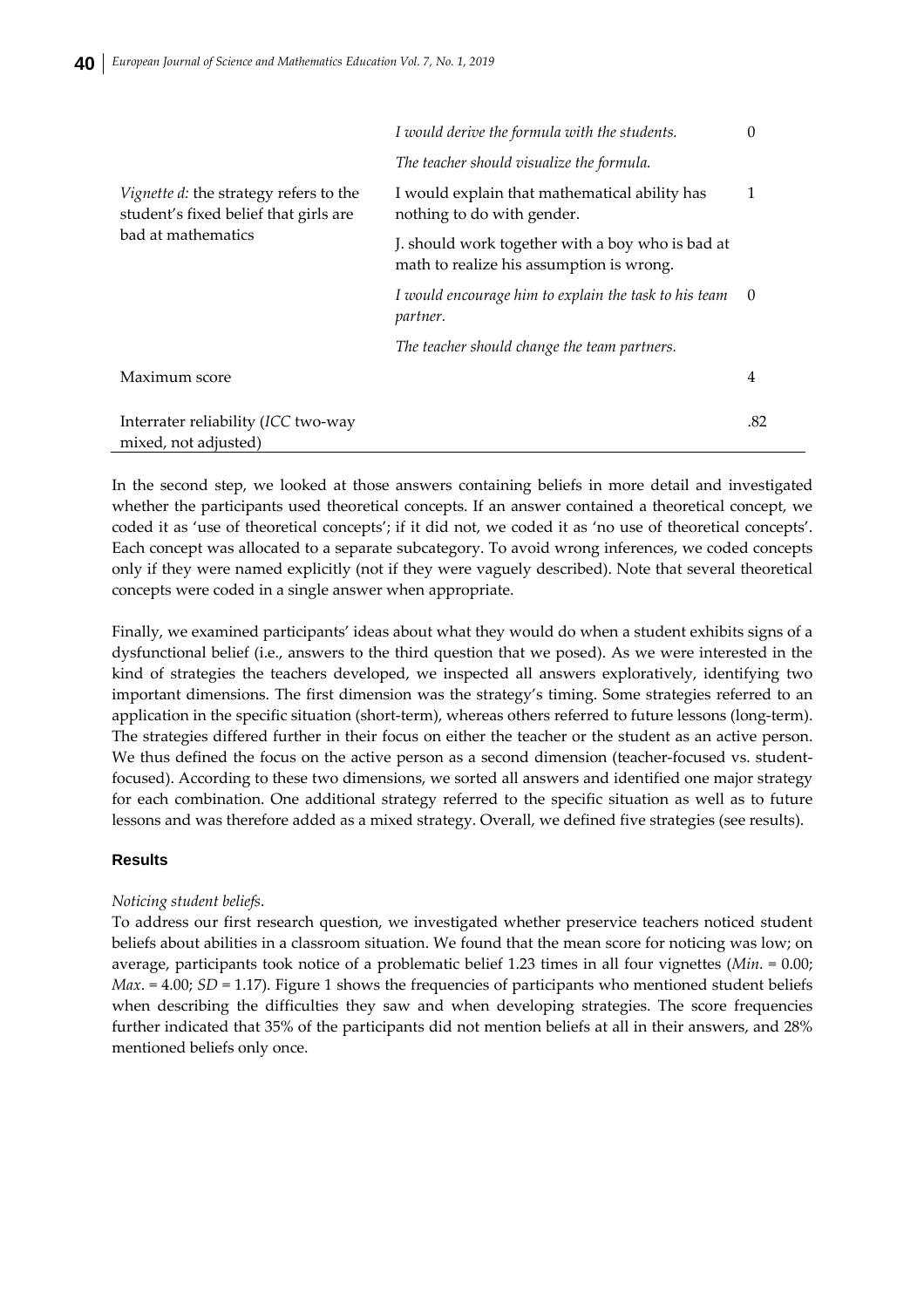| | | |
|---|---|---|
| | *I would derive the formula with the students.* | 0 |
| | *The teacher should visualize the formula.* | |
| *Vignette d:* the strategy refers to the student's fixed belief that girls are bad at mathematics | I would explain that mathematical ability has nothing to do with gender. | 1 |
| | J. should work together with a boy who is bad at math to realize his assumption is wrong. | |
| | *I would encourage him to explain the task to his team partner.* | 0 |
| | *The teacher should change the team partners.* | |
| Maximum score | | 4 |
| Interrater reliability (*ICC* two-way mixed, not adjusted) | | .82 |

In the second step, we looked at those answers containing beliefs in more detail and investigated whether the participants used theoretical concepts. If an answer contained a theoretical concept, we coded it as 'use of theoretical concepts'; if it did not, we coded it as 'no use of theoretical concepts'. Each concept was allocated to a separate subcategory. To avoid wrong inferences, we coded concepts only if they were named explicitly (not if they were vaguely described). Note that several theoretical concepts were coded in a single answer when appropriate.

Finally, we examined participants' ideas about what they would do when a student exhibits signs of a dysfunctional belief (i.e., answers to the third question that we posed). As we were interested in the kind of strategies the teachers developed, we inspected all answers exploratively, identifying two important dimensions. The first dimension was the strategy's timing. Some strategies referred to an application in the specific situation (short-term), whereas others referred to future lessons (long-term). The strategies differed further in their focus on either the teacher or the student as an active person. We thus defined the focus on the active person as a second dimension (teacher-focused vs. student-focused). According to these two dimensions, we sorted all answers and identified one major strategy for each combination. One additional strategy referred to the specific situation as well as to future lessons and was therefore added as a mixed strategy. Overall, we defined five strategies (see results).

## Results

*Noticing student beliefs*.

To address our first research question, we investigated whether preservice teachers noticed student beliefs about abilities in a classroom situation. We found that the mean score for noticing was low; on average, participants took notice of a problematic belief 1.23 times in all four vignettes (*Min*. = 0.00; *Max*. = 4.00; *SD* = 1.17). Figure 1 shows the frequencies of participants who mentioned student beliefs when describing the difficulties they saw and when developing strategies. The score frequencies further indicated that 35% of the participants did not mention beliefs at all in their answers, and 28% mentioned beliefs only once.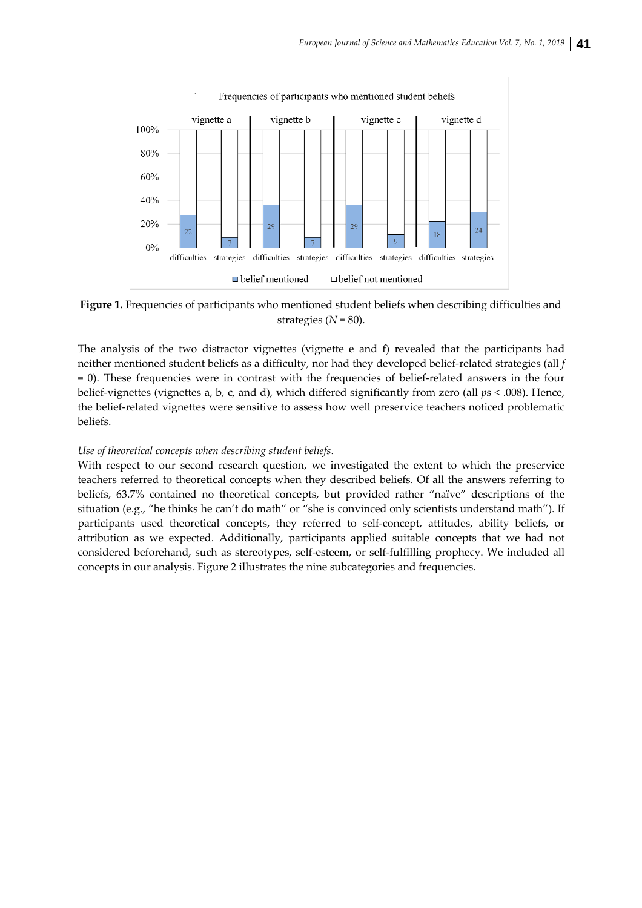**Figure 1.** Frequencies of participants who mentioned student beliefs when describing difficulties and strategies ($N = 80$).

The analysis of the two distractor vignettes (vignette e and f) revealed that the participants had neither mentioned student beliefs as a difficulty, nor had they developed belief-related strategies (all $f = 0$). These frequencies were in contrast with the frequencies of belief-related answers in the four belief-vignettes (vignettes a, b, c, and d), which differed significantly from zero (all $ps < .008$). Hence, the belief-related vignettes were sensitive to assess how well preservice teachers noticed problematic beliefs.

*Use of theoretical concepts when describing student beliefs.*

With respect to our second research question, we investigated the extent to which the preservice teachers referred to theoretical concepts when they described beliefs. Of all the answers referring to beliefs, 63.7% contained no theoretical concepts, but provided rather "naïve" descriptions of the situation (e.g., "he thinks he can't do math" or "she is convinced only scientists understand math"). If participants used theoretical concepts, they referred to self-concept, attitudes, ability beliefs, or attribution as we expected. Additionally, participants applied suitable concepts that we had not considered beforehand, such as stereotypes, self-esteem, or self-fulfilling prophecy. We included all concepts in our analysis. Figure 2 illustrates the nine subcategories and frequencies.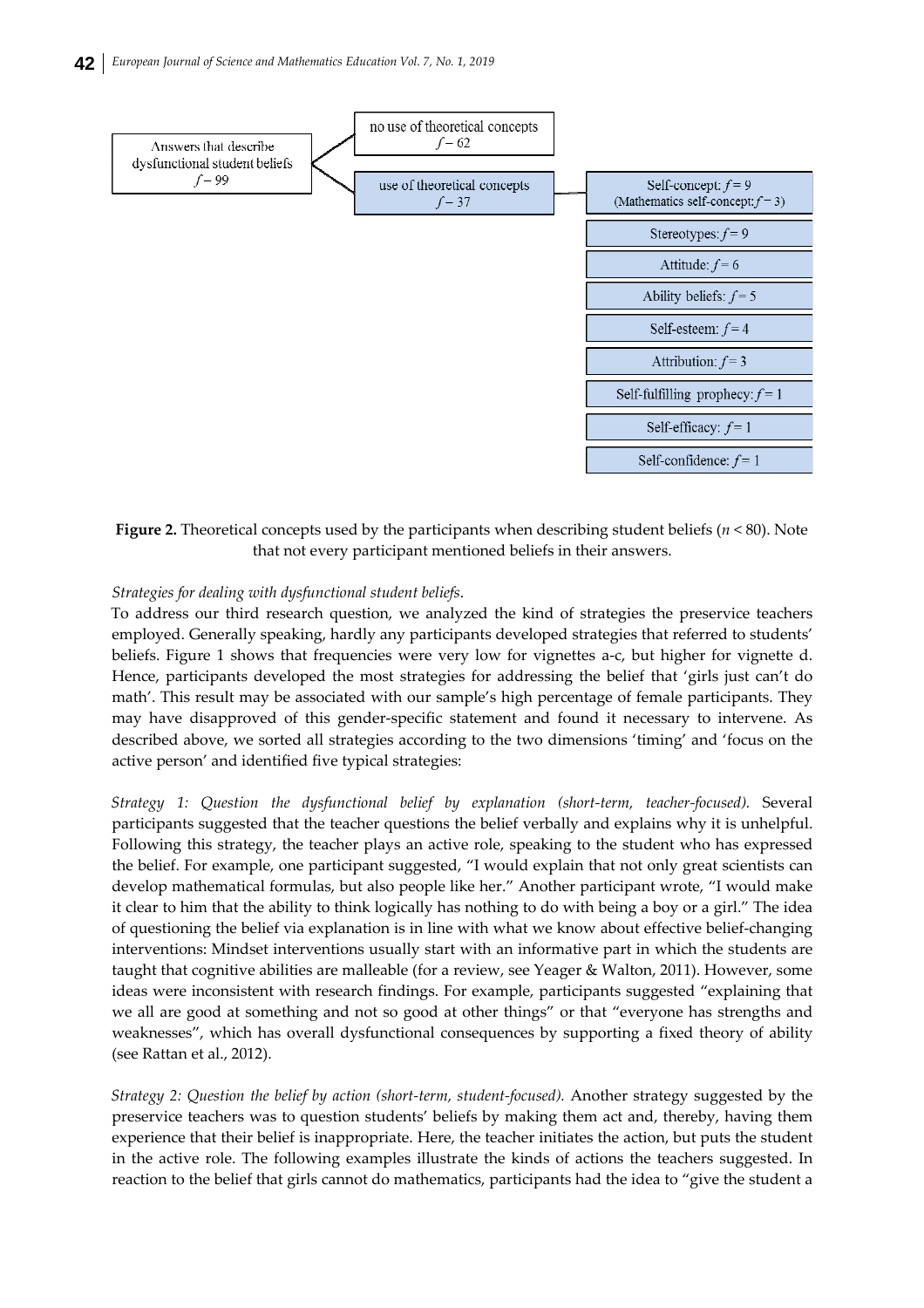Answers that describe dysfunctional student beliefs $f = 99$

- no use of theoretical concepts $f = 62$
- use of theoretical concepts $f = 37$
  - Self-concept: $f = 9$ (Mathematics self-concept: $f = 3$)
  - Stereotypes: $f = 9$
  - Attitude: $f = 6$
  - Ability beliefs: $f = 5$
  - Self-esteem: $f = 4$
  - Attribution: $f = 3$
  - Self-fulfilling prophecy: $f = 1$
  - Self-efficacy: $f = 1$
  - Self-confidence: $f = 1$

**Figure 2.** Theoretical concepts used by the participants when describing student beliefs ($n < 80$). Note that not every participant mentioned beliefs in their answers.

*Strategies for dealing with dysfunctional student beliefs.*

To address our third research question, we analyzed the kind of strategies the preservice teachers employed. Generally speaking, hardly any participants developed strategies that referred to students' beliefs. Figure 1 shows that frequencies were very low for vignettes a-c, but higher for vignette d. Hence, participants developed the most strategies for addressing the belief that 'girls just can't do math'. This result may be associated with our sample's high percentage of female participants. They may have disapproved of this gender-specific statement and found it necessary to intervene. As described above, we sorted all strategies according to the two dimensions 'timing' and 'focus on the active person' and identified five typical strategies:

*Strategy 1: Question the dysfunctional belief by explanation (short-term, teacher-focused).* Several participants suggested that the teacher questions the belief verbally and explains why it is unhelpful. Following this strategy, the teacher plays an active role, speaking to the student who has expressed the belief. For example, one participant suggested, "I would explain that not only great scientists can develop mathematical formulas, but also people like her." Another participant wrote, "I would make it clear to him that the ability to think logically has nothing to do with being a boy or a girl." The idea of questioning the belief via explanation is in line with what we know about effective belief-changing interventions: Mindset interventions usually start with an informative part in which the students are taught that cognitive abilities are malleable (for a review, see Yeager & Walton, 2011). However, some ideas were inconsistent with research findings. For example, participants suggested "explaining that we all are good at something and not so good at other things" or that "everyone has strengths and weaknesses", which has overall dysfunctional consequences by supporting a fixed theory of ability (see Rattan et al., 2012).

*Strategy 2: Question the belief by action (short-term, student-focused).* Another strategy suggested by the preservice teachers was to question students' beliefs by making them act and, thereby, having them experience that their belief is inappropriate. Here, the teacher initiates the action, but puts the student in the active role. The following examples illustrate the kinds of actions the teachers suggested. In reaction to the belief that girls cannot do mathematics, participants had the idea to "give the student a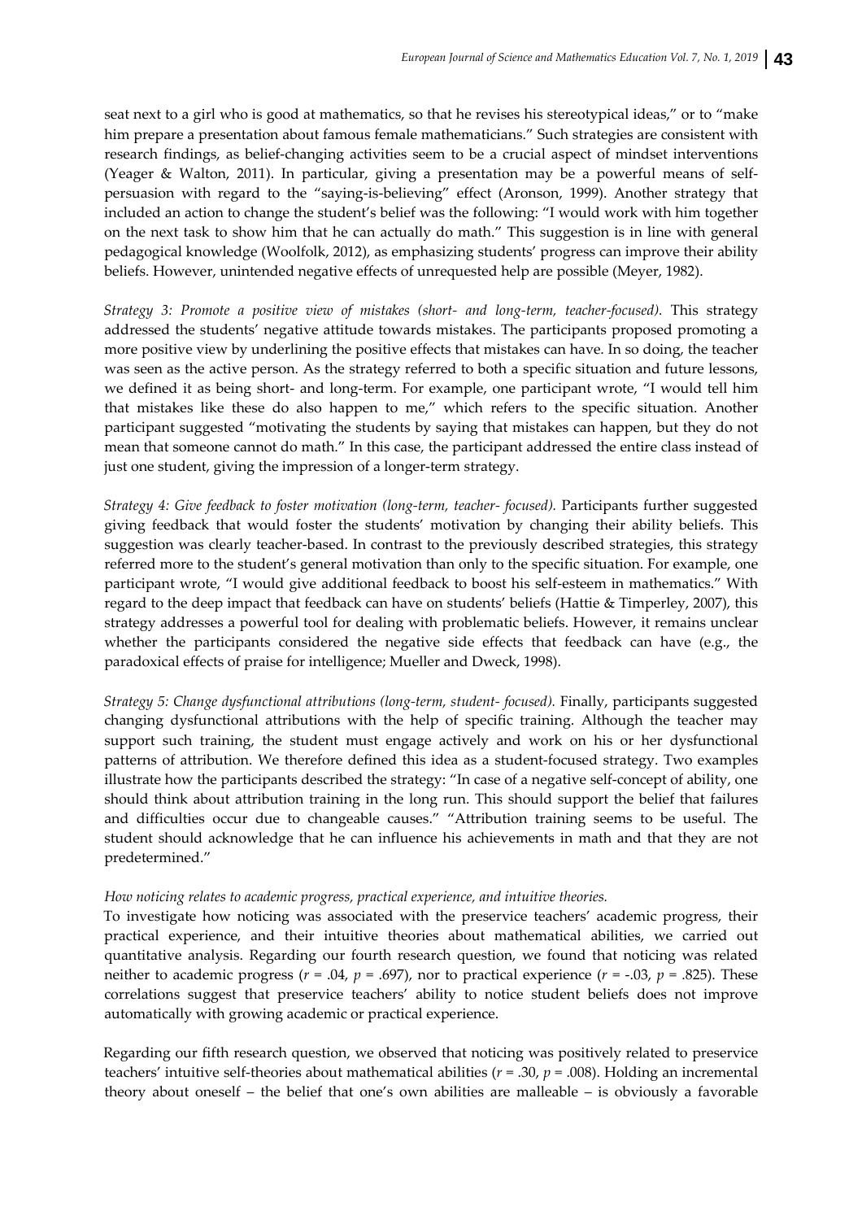seat next to a girl who is good at mathematics, so that he revises his stereotypical ideas," or to "make him prepare a presentation about famous female mathematicians." Such strategies are consistent with research findings, as belief-changing activities seem to be a crucial aspect of mindset interventions (Yeager & Walton, 2011). In particular, giving a presentation may be a powerful means of self-persuasion with regard to the "saying-is-believing" effect (Aronson, 1999). Another strategy that included an action to change the student's belief was the following: "I would work with him together on the next task to show him that he can actually do math." This suggestion is in line with general pedagogical knowledge (Woolfolk, 2012), as emphasizing students' progress can improve their ability beliefs. However, unintended negative effects of unrequested help are possible (Meyer, 1982).

*Strategy 3: Promote a positive view of mistakes (short- and long-term, teacher-focused).* This strategy addressed the students' negative attitude towards mistakes. The participants proposed promoting a more positive view by underlining the positive effects that mistakes can have. In so doing, the teacher was seen as the active person. As the strategy referred to both a specific situation and future lessons, we defined it as being short- and long-term. For example, one participant wrote, "I would tell him that mistakes like these do also happen to me," which refers to the specific situation. Another participant suggested "motivating the students by saying that mistakes can happen, but they do not mean that someone cannot do math." In this case, the participant addressed the entire class instead of just one student, giving the impression of a longer-term strategy.

*Strategy 4: Give feedback to foster motivation (long-term, teacher- focused).* Participants further suggested giving feedback that would foster the students' motivation by changing their ability beliefs. This suggestion was clearly teacher-based. In contrast to the previously described strategies, this strategy referred more to the student's general motivation than only to the specific situation. For example, one participant wrote, "I would give additional feedback to boost his self-esteem in mathematics." With regard to the deep impact that feedback can have on students' beliefs (Hattie & Timperley, 2007), this strategy addresses a powerful tool for dealing with problematic beliefs. However, it remains unclear whether the participants considered the negative side effects that feedback can have (e.g., the paradoxical effects of praise for intelligence; Mueller and Dweck, 1998).

*Strategy 5: Change dysfunctional attributions (long-term, student- focused).* Finally, participants suggested changing dysfunctional attributions with the help of specific training. Although the teacher may support such training, the student must engage actively and work on his or her dysfunctional patterns of attribution. We therefore defined this idea as a student-focused strategy. Two examples illustrate how the participants described the strategy: "In case of a negative self-concept of ability, one should think about attribution training in the long run. This should support the belief that failures and difficulties occur due to changeable causes." "Attribution training seems to be useful. The student should acknowledge that he can influence his achievements in math and that they are not predetermined."

*How noticing relates to academic progress, practical experience, and intuitive theories.*

To investigate how noticing was associated with the preservice teachers' academic progress, their practical experience, and their intuitive theories about mathematical abilities, we carried out quantitative analysis. Regarding our fourth research question, we found that noticing was related neither to academic progress ($r$ = .04, $p$ = .697), nor to practical experience ($r$ = -.03, $p$ = .825). These correlations suggest that preservice teachers' ability to notice student beliefs does not improve automatically with growing academic or practical experience.

Regarding our fifth research question, we observed that noticing was positively related to preservice teachers' intuitive self-theories about mathematical abilities ($r$ = .30, $p$ = .008). Holding an incremental theory about oneself – the belief that one's own abilities are malleable – is obviously a favorable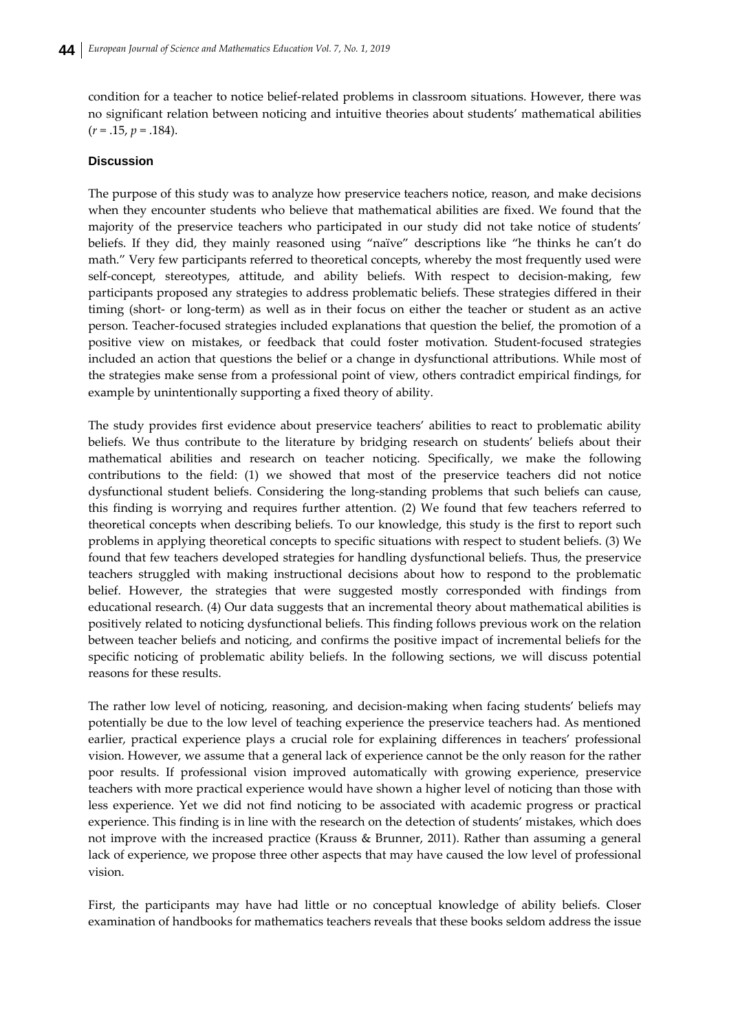condition for a teacher to notice belief-related problems in classroom situations. However, there was no significant relation between noticing and intuitive theories about students' mathematical abilities ($r = .15$, $p = .184$).

### Discussion

The purpose of this study was to analyze how preservice teachers notice, reason, and make decisions when they encounter students who believe that mathematical abilities are fixed. We found that the majority of the preservice teachers who participated in our study did not take notice of students' beliefs. If they did, they mainly reasoned using "naïve" descriptions like "he thinks he can't do math." Very few participants referred to theoretical concepts, whereby the most frequently used were self-concept, stereotypes, attitude, and ability beliefs. With respect to decision-making, few participants proposed any strategies to address problematic beliefs. These strategies differed in their timing (short- or long-term) as well as in their focus on either the teacher or student as an active person. Teacher-focused strategies included explanations that question the belief, the promotion of a positive view on mistakes, or feedback that could foster motivation. Student-focused strategies included an action that questions the belief or a change in dysfunctional attributions. While most of the strategies make sense from a professional point of view, others contradict empirical findings, for example by unintentionally supporting a fixed theory of ability.

The study provides first evidence about preservice teachers' abilities to react to problematic ability beliefs. We thus contribute to the literature by bridging research on students' beliefs about their mathematical abilities and research on teacher noticing. Specifically, we make the following contributions to the field: (1) we showed that most of the preservice teachers did not notice dysfunctional student beliefs. Considering the long-standing problems that such beliefs can cause, this finding is worrying and requires further attention. (2) We found that few teachers referred to theoretical concepts when describing beliefs. To our knowledge, this study is the first to report such problems in applying theoretical concepts to specific situations with respect to student beliefs. (3) We found that few teachers developed strategies for handling dysfunctional beliefs. Thus, the preservice teachers struggled with making instructional decisions about how to respond to the problematic belief. However, the strategies that were suggested mostly corresponded with findings from educational research. (4) Our data suggests that an incremental theory about mathematical abilities is positively related to noticing dysfunctional beliefs. This finding follows previous work on the relation between teacher beliefs and noticing, and confirms the positive impact of incremental beliefs for the specific noticing of problematic ability beliefs. In the following sections, we will discuss potential reasons for these results.

The rather low level of noticing, reasoning, and decision-making when facing students' beliefs may potentially be due to the low level of teaching experience the preservice teachers had. As mentioned earlier, practical experience plays a crucial role for explaining differences in teachers' professional vision. However, we assume that a general lack of experience cannot be the only reason for the rather poor results. If professional vision improved automatically with growing experience, preservice teachers with more practical experience would have shown a higher level of noticing than those with less experience. Yet we did not find noticing to be associated with academic progress or practical experience. This finding is in line with the research on the detection of students' mistakes, which does not improve with the increased practice (Krauss & Brunner, 2011). Rather than assuming a general lack of experience, we propose three other aspects that may have caused the low level of professional vision.

First, the participants may have had little or no conceptual knowledge of ability beliefs. Closer examination of handbooks for mathematics teachers reveals that these books seldom address the issue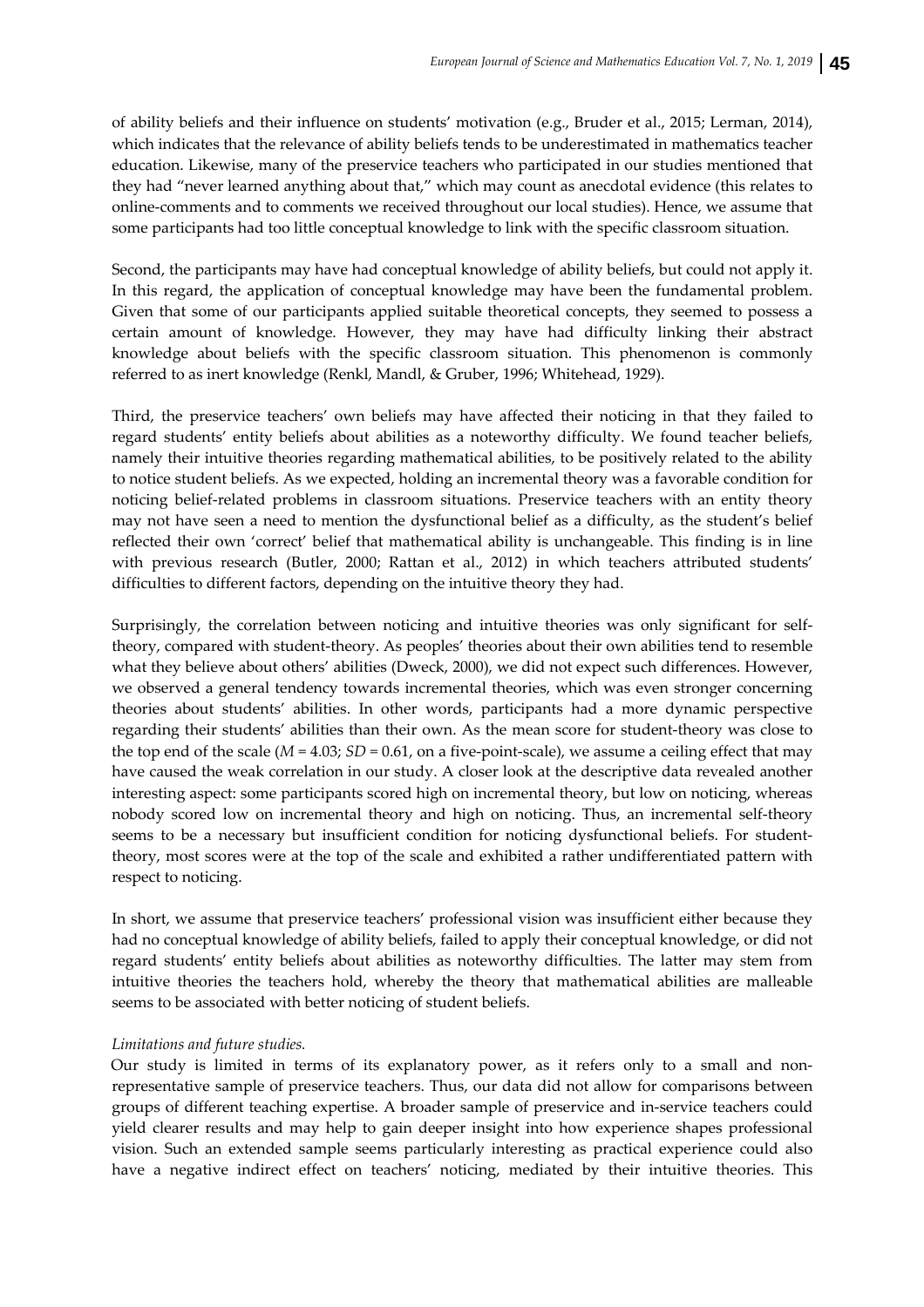of ability beliefs and their influence on students' motivation (e.g., Bruder et al., 2015; Lerman, 2014), which indicates that the relevance of ability beliefs tends to be underestimated in mathematics teacher education. Likewise, many of the preservice teachers who participated in our studies mentioned that they had "never learned anything about that," which may count as anecdotal evidence (this relates to online-comments and to comments we received throughout our local studies). Hence, we assume that some participants had too little conceptual knowledge to link with the specific classroom situation.

Second, the participants may have had conceptual knowledge of ability beliefs, but could not apply it. In this regard, the application of conceptual knowledge may have been the fundamental problem. Given that some of our participants applied suitable theoretical concepts, they seemed to possess a certain amount of knowledge. However, they may have had difficulty linking their abstract knowledge about beliefs with the specific classroom situation. This phenomenon is commonly referred to as inert knowledge (Renkl, Mandl, & Gruber, 1996; Whitehead, 1929).

Third, the preservice teachers' own beliefs may have affected their noticing in that they failed to regard students' entity beliefs about abilities as a noteworthy difficulty. We found teacher beliefs, namely their intuitive theories regarding mathematical abilities, to be positively related to the ability to notice student beliefs. As we expected, holding an incremental theory was a favorable condition for noticing belief-related problems in classroom situations. Preservice teachers with an entity theory may not have seen a need to mention the dysfunctional belief as a difficulty, as the student's belief reflected their own 'correct' belief that mathematical ability is unchangeable. This finding is in line with previous research (Butler, 2000; Rattan et al., 2012) in which teachers attributed students' difficulties to different factors, depending on the intuitive theory they had.

Surprisingly, the correlation between noticing and intuitive theories was only significant for self-theory, compared with student-theory. As peoples' theories about their own abilities tend to resemble what they believe about others' abilities (Dweck, 2000), we did not expect such differences. However, we observed a general tendency towards incremental theories, which was even stronger concerning theories about students' abilities. In other words, participants had a more dynamic perspective regarding their students' abilities than their own. As the mean score for student-theory was close to the top end of the scale ($M$ = 4.03; $SD$ = 0.61, on a five-point-scale), we assume a ceiling effect that may have caused the weak correlation in our study. A closer look at the descriptive data revealed another interesting aspect: some participants scored high on incremental theory, but low on noticing, whereas nobody scored low on incremental theory and high on noticing. Thus, an incremental self-theory seems to be a necessary but insufficient condition for noticing dysfunctional beliefs. For student-theory, most scores were at the top of the scale and exhibited a rather undifferentiated pattern with respect to noticing.

In short, we assume that preservice teachers' professional vision was insufficient either because they had no conceptual knowledge of ability beliefs, failed to apply their conceptual knowledge, or did not regard students' entity beliefs about abilities as noteworthy difficulties. The latter may stem from intuitive theories the teachers hold, whereby the theory that mathematical abilities are malleable seems to be associated with better noticing of student beliefs.

*Limitations and future studies.*

Our study is limited in terms of its explanatory power, as it refers only to a small and non-representative sample of preservice teachers. Thus, our data did not allow for comparisons between groups of different teaching expertise. A broader sample of preservice and in-service teachers could yield clearer results and may help to gain deeper insight into how experience shapes professional vision. Such an extended sample seems particularly interesting as practical experience could also have a negative indirect effect on teachers' noticing, mediated by their intuitive theories. This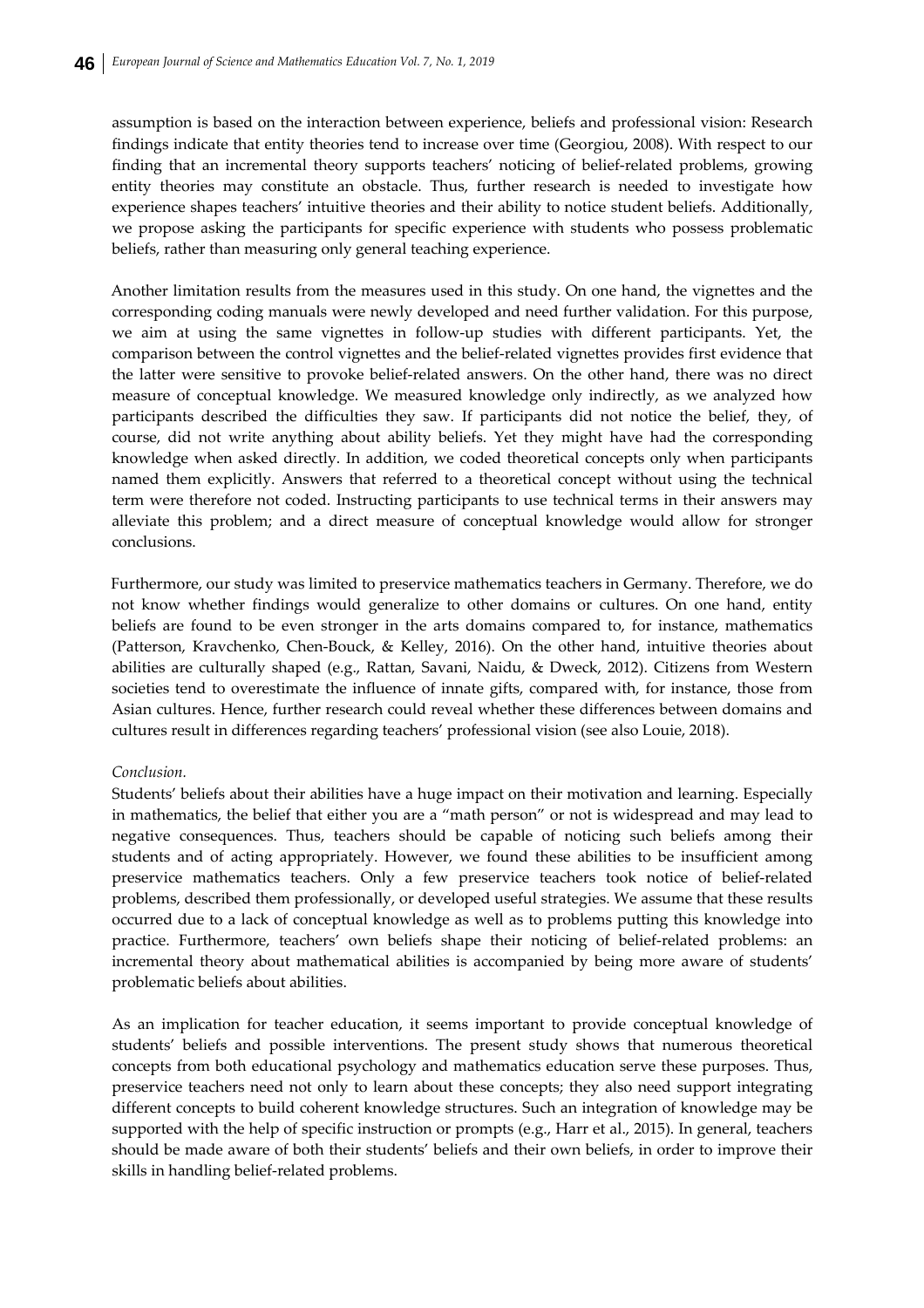assumption is based on the interaction between experience, beliefs and professional vision: Research findings indicate that entity theories tend to increase over time (Georgiou, 2008). With respect to our finding that an incremental theory supports teachers' noticing of belief-related problems, growing entity theories may constitute an obstacle. Thus, further research is needed to investigate how experience shapes teachers' intuitive theories and their ability to notice student beliefs. Additionally, we propose asking the participants for specific experience with students who possess problematic beliefs, rather than measuring only general teaching experience.

Another limitation results from the measures used in this study. On one hand, the vignettes and the corresponding coding manuals were newly developed and need further validation. For this purpose, we aim at using the same vignettes in follow-up studies with different participants. Yet, the comparison between the control vignettes and the belief-related vignettes provides first evidence that the latter were sensitive to provoke belief-related answers. On the other hand, there was no direct measure of conceptual knowledge. We measured knowledge only indirectly, as we analyzed how participants described the difficulties they saw. If participants did not notice the belief, they, of course, did not write anything about ability beliefs. Yet they might have had the corresponding knowledge when asked directly. In addition, we coded theoretical concepts only when participants named them explicitly. Answers that referred to a theoretical concept without using the technical term were therefore not coded. Instructing participants to use technical terms in their answers may alleviate this problem; and a direct measure of conceptual knowledge would allow for stronger conclusions.

Furthermore, our study was limited to preservice mathematics teachers in Germany. Therefore, we do not know whether findings would generalize to other domains or cultures. On one hand, entity beliefs are found to be even stronger in the arts domains compared to, for instance, mathematics (Patterson, Kravchenko, Chen-Bouck, & Kelley, 2016). On the other hand, intuitive theories about abilities are culturally shaped (e.g., Rattan, Savani, Naidu, & Dweck, 2012). Citizens from Western societies tend to overestimate the influence of innate gifts, compared with, for instance, those from Asian cultures. Hence, further research could reveal whether these differences between domains and cultures result in differences regarding teachers' professional vision (see also Louie, 2018).

*Conclusion.*

Students' beliefs about their abilities have a huge impact on their motivation and learning. Especially in mathematics, the belief that either you are a "math person" or not is widespread and may lead to negative consequences. Thus, teachers should be capable of noticing such beliefs among their students and of acting appropriately. However, we found these abilities to be insufficient among preservice mathematics teachers. Only a few preservice teachers took notice of belief-related problems, described them professionally, or developed useful strategies. We assume that these results occurred due to a lack of conceptual knowledge as well as to problems putting this knowledge into practice. Furthermore, teachers' own beliefs shape their noticing of belief-related problems: an incremental theory about mathematical abilities is accompanied by being more aware of students' problematic beliefs about abilities.

As an implication for teacher education, it seems important to provide conceptual knowledge of students' beliefs and possible interventions. The present study shows that numerous theoretical concepts from both educational psychology and mathematics education serve these purposes. Thus, preservice teachers need not only to learn about these concepts; they also need support integrating different concepts to build coherent knowledge structures. Such an integration of knowledge may be supported with the help of specific instruction or prompts (e.g., Harr et al., 2015). In general, teachers should be made aware of both their students' beliefs and their own beliefs, in order to improve their skills in handling belief-related problems.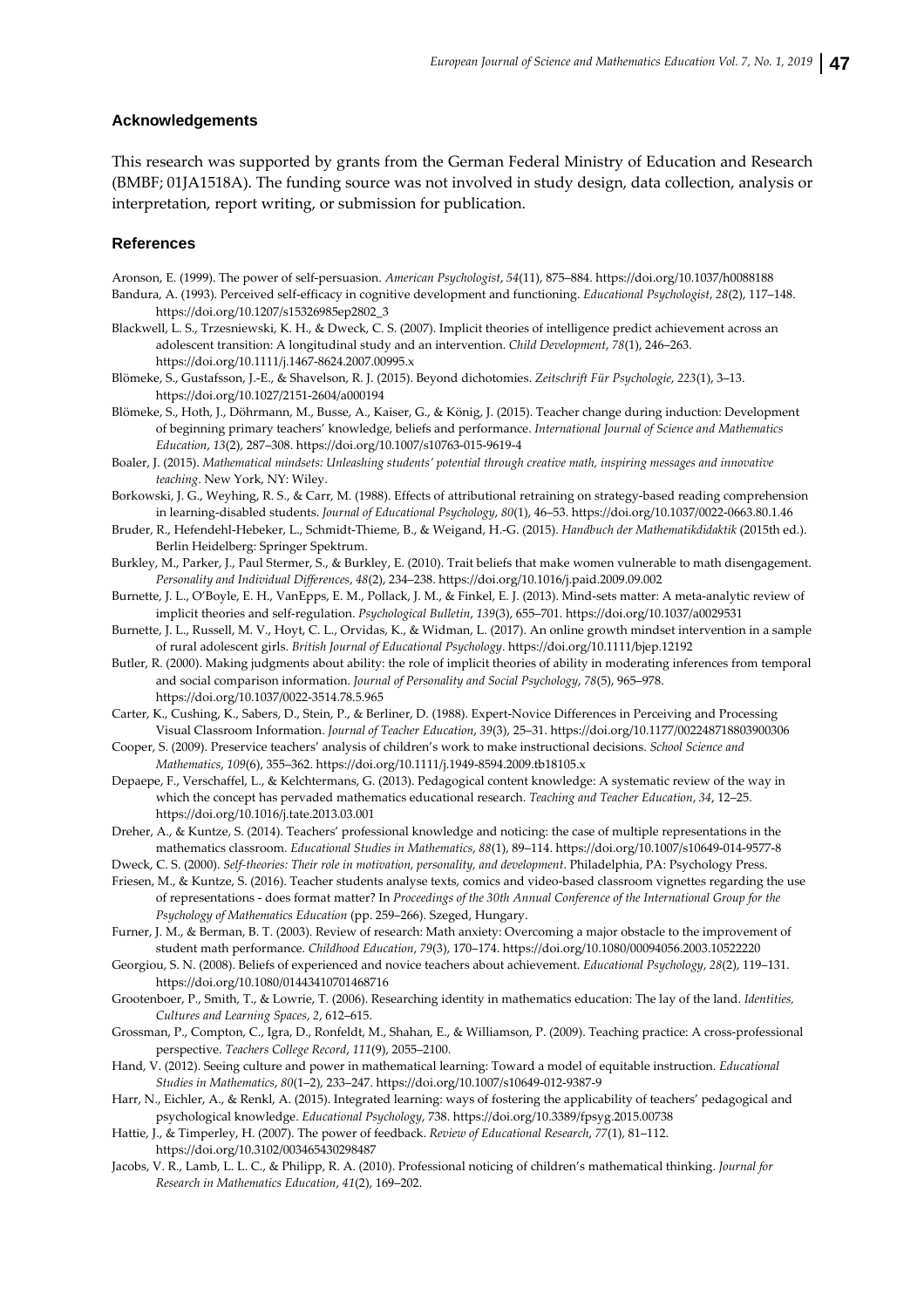### Acknowledgements

This research was supported by grants from the German Federal Ministry of Education and Research (BMBF; 01JA1518A). The funding source was not involved in study design, data collection, analysis or interpretation, report writing, or submission for publication.

### References

Aronson, E. (1999). The power of self-persuasion. *American Psychologist*, *54*(11), 875–884. https://doi.org/10.1037/h0088188

Bandura, A. (1993). Perceived self-efficacy in cognitive development and functioning. *Educational Psychologist*, *28*(2), 117–148. https://doi.org/10.1207/s15326985ep2802_3

Blackwell, L. S., Trzesniewski, K. H., & Dweck, C. S. (2007). Implicit theories of intelligence predict achievement across an adolescent transition: A longitudinal study and an intervention. *Child Development*, *78*(1), 246–263. https://doi.org/10.1111/j.1467-8624.2007.00995.x

Blömeke, S., Gustafsson, J.-E., & Shavelson, R. J. (2015). Beyond dichotomies. *Zeitschrift Für Psychologie*, *223*(1), 3–13. https://doi.org/10.1027/2151-2604/a000194

Blömeke, S., Hoth, J., Döhrmann, M., Busse, A., Kaiser, G., & König, J. (2015). Teacher change during induction: Development of beginning primary teachers' knowledge, beliefs and performance. *International Journal of Science and Mathematics Education*, *13*(2), 287–308. https://doi.org/10.1007/s10763-015-9619-4

Boaler, J. (2015). *Mathematical mindsets: Unleashing students' potential through creative math, inspiring messages and innovative teaching*. New York, NY: Wiley.

Borkowski, J. G., Weyhing, R. S., & Carr, M. (1988). Effects of attributional retraining on strategy-based reading comprehension in learning-disabled students. *Journal of Educational Psychology*, *80*(1), 46–53. https://doi.org/10.1037/0022-0663.80.1.46

Bruder, R., Hefendehl-Hebeker, L., Schmidt-Thieme, B., & Weigand, H.-G. (2015). *Handbuch der Mathematikdidaktik* (2015th ed.). Berlin Heidelberg: Springer Spektrum.

Burkley, M., Parker, J., Paul Stermer, S., & Burkley, E. (2010). Trait beliefs that make women vulnerable to math disengagement. *Personality and Individual Differences*, *48*(2), 234–238. https://doi.org/10.1016/j.paid.2009.09.002

Burnette, J. L., O'Boyle, E. H., VanEpps, E. M., Pollack, J. M., & Finkel, E. J. (2013). Mind-sets matter: A meta-analytic review of implicit theories and self-regulation. *Psychological Bulletin*, *139*(3), 655–701. https://doi.org/10.1037/a0029531

Burnette, J. L., Russell, M. V., Hoyt, C. L., Orvidas, K., & Widman, L. (2017). An online growth mindset intervention in a sample of rural adolescent girls. *British Journal of Educational Psychology*. https://doi.org/10.1111/bjep.12192

Butler, R. (2000). Making judgments about ability: the role of implicit theories of ability in moderating inferences from temporal and social comparison information. *Journal of Personality and Social Psychology*, *78*(5), 965–978. https://doi.org/10.1037/0022-3514.78.5.965

Carter, K., Cushing, K., Sabers, D., Stein, P., & Berliner, D. (1988). Expert-Novice Differences in Perceiving and Processing Visual Classroom Information. *Journal of Teacher Education*, *39*(3), 25–31. https://doi.org/10.1177/002248718803900306

Cooper, S. (2009). Preservice teachers' analysis of children's work to make instructional decisions. *School Science and Mathematics*, *109*(6), 355–362. https://doi.org/10.1111/j.1949-8594.2009.tb18105.x

Depaepe, F., Verschaffel, L., & Kelchtermans, G. (2013). Pedagogical content knowledge: A systematic review of the way in which the concept has pervaded mathematics educational research. *Teaching and Teacher Education*, *34*, 12–25. https://doi.org/10.1016/j.tate.2013.03.001

Dreher, A., & Kuntze, S. (2014). Teachers' professional knowledge and noticing: the case of multiple representations in the mathematics classroom. *Educational Studies in Mathematics*, *88*(1), 89–114. https://doi.org/10.1007/s10649-014-9577-8

Dweck, C. S. (2000). *Self-theories: Their role in motivation, personality, and development*. Philadelphia, PA: Psychology Press.

Friesen, M., & Kuntze, S. (2016). Teacher students analyse texts, comics and video-based classroom vignettes regarding the use of representations - does format matter? In *Proceedings of the 30th Annual Conference of the International Group for the Psychology of Mathematics Education* (pp. 259–266). Szeged, Hungary.

Furner, J. M., & Berman, B. T. (2003). Review of research: Math anxiety: Overcoming a major obstacle to the improvement of student math performance. *Childhood Education*, *79*(3), 170–174. https://doi.org/10.1080/00094056.2003.10522220

Georgiou, S. N. (2008). Beliefs of experienced and novice teachers about achievement. *Educational Psychology*, *28*(2), 119–131. https://doi.org/10.1080/01443410701468716

Grootenboer, P., Smith, T., & Lowrie, T. (2006). Researching identity in mathematics education: The lay of the land. *Identities, Cultures and Learning Spaces*, *2*, 612–615.

Grossman, P., Compton, C., Igra, D., Ronfeldt, M., Shahan, E., & Williamson, P. (2009). Teaching practice: A cross-professional perspective. *Teachers College Record*, *111*(9), 2055–2100.

Hand, V. (2012). Seeing culture and power in mathematical learning: Toward a model of equitable instruction. *Educational Studies in Mathematics*, *80*(1–2), 233–247. https://doi.org/10.1007/s10649-012-9387-9

Harr, N., Eichler, A., & Renkl, A. (2015). Integrated learning: ways of fostering the applicability of teachers' pedagogical and psychological knowledge. *Educational Psychology*, 738. https://doi.org/10.3389/fpsyg.2015.00738

Hattie, J., & Timperley, H. (2007). The power of feedback. *Review of Educational Research*, *77*(1), 81–112. https://doi.org/10.3102/003465430298487

Jacobs, V. R., Lamb, L. L. C., & Philipp, R. A. (2010). Professional noticing of children's mathematical thinking. *Journal for Research in Mathematics Education*, *41*(2), 169–202.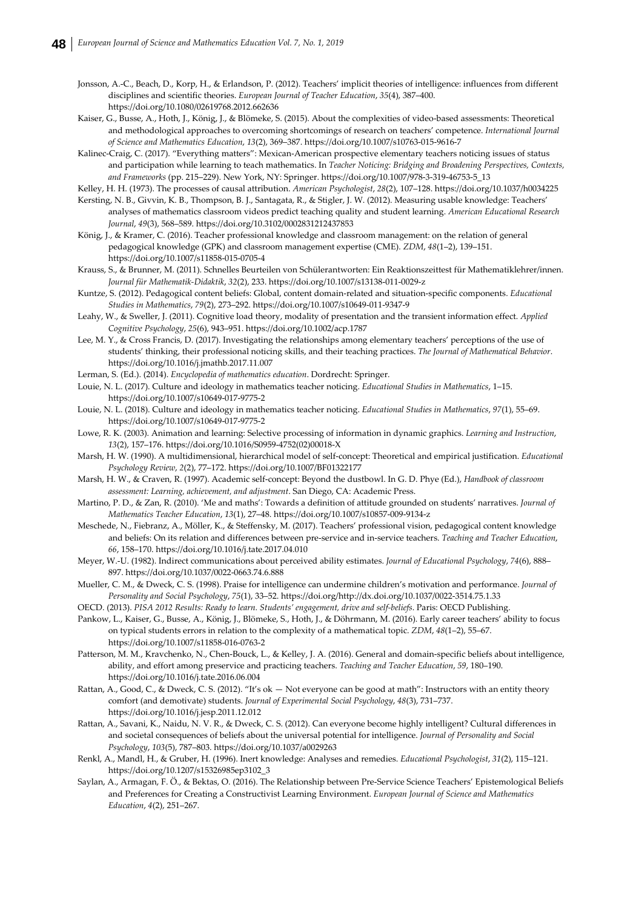Jonsson, A.-C., Beach, D., Korp, H., & Erlandson, P. (2012). Teachers' implicit theories of intelligence: influences from different disciplines and scientific theories. *European Journal of Teacher Education*, *35*(4), 387–400. https://doi.org/10.1080/02619768.2012.662636

Kaiser, G., Busse, A., Hoth, J., König, J., & Blömeke, S. (2015). About the complexities of video-based assessments: Theoretical and methodological approaches to overcoming shortcomings of research on teachers' competence. *International Journal of Science and Mathematics Education*, *13*(2), 369–387. https://doi.org/10.1007/s10763-015-9616-7

Kalinec-Craig, C. (2017). "Everything matters": Mexican-American prospective elementary teachers noticing issues of status and participation while learning to teach mathematics. In *Teacher Noticing: Bridging and Broadening Perspectives, Contexts, and Frameworks* (pp. 215–229). New York, NY: Springer. https://doi.org/10.1007/978-3-319-46753-5_13

Kelley, H. H. (1973). The processes of causal attribution. *American Psychologist*, *28*(2), 107–128. https://doi.org/10.1037/h0034225

Kersting, N. B., Givvin, K. B., Thompson, B. J., Santagata, R., & Stigler, J. W. (2012). Measuring usable knowledge: Teachers' analyses of mathematics classroom videos predict teaching quality and student learning. *American Educational Research Journal*, *49*(3), 568–589. https://doi.org/10.3102/0002831212437853

König, J., & Kramer, C. (2016). Teacher professional knowledge and classroom management: on the relation of general pedagogical knowledge (GPK) and classroom management expertise (CME). *ZDM*, *48*(1–2), 139–151. https://doi.org/10.1007/s11858-015-0705-4

Krauss, S., & Brunner, M. (2011). Schnelles Beurteilen von Schülerantworten: Ein Reaktionszeittest für Mathematiklehrer/innen. *Journal für Mathematik-Didaktik*, *32*(2), 233. https://doi.org/10.1007/s13138-011-0029-z

Kuntze, S. (2012). Pedagogical content beliefs: Global, content domain-related and situation-specific components. *Educational Studies in Mathematics*, *79*(2), 273–292. https://doi.org/10.1007/s10649-011-9347-9

Leahy, W., & Sweller, J. (2011). Cognitive load theory, modality of presentation and the transient information effect. *Applied Cognitive Psychology*, *25*(6), 943–951. https://doi.org/10.1002/acp.1787

Lee, M. Y., & Cross Francis, D. (2017). Investigating the relationships among elementary teachers' perceptions of the use of students' thinking, their professional noticing skills, and their teaching practices. *The Journal of Mathematical Behavior*. https://doi.org/10.1016/j.jmathb.2017.11.007

Lerman, S. (Ed.). (2014). *Encyclopedia of mathematics education*. Dordrecht: Springer.

Louie, N. L. (2017). Culture and ideology in mathematics teacher noticing. *Educational Studies in Mathematics*, 1–15. https://doi.org/10.1007/s10649-017-9775-2

Louie, N. L. (2018). Culture and ideology in mathematics teacher noticing. *Educational Studies in Mathematics*, *97*(1), 55–69. https://doi.org/10.1007/s10649-017-9775-2

Lowe, R. K. (2003). Animation and learning: Selective processing of information in dynamic graphics. *Learning and Instruction*, *13*(2), 157–176. https://doi.org/10.1016/S0959-4752(02)00018-X

Marsh, H. W. (1990). A multidimensional, hierarchical model of self-concept: Theoretical and empirical justification. *Educational Psychology Review*, *2*(2), 77–172. https://doi.org/10.1007/BF01322177

Marsh, H. W., & Craven, R. (1997). Academic self-concept: Beyond the dustbowl. In G. D. Phye (Ed.), *Handbook of classroom assessment: Learning, achievement, and adjustment*. San Diego, CA: Academic Press.

Martino, P. D., & Zan, R. (2010). 'Me and maths': Towards a definition of attitude grounded on students' narratives. *Journal of Mathematics Teacher Education*, *13*(1), 27–48. https://doi.org/10.1007/s10857-009-9134-z

Meschede, N., Fiebranz, A., Möller, K., & Steffensky, M. (2017). Teachers' professional vision, pedagogical content knowledge and beliefs: On its relation and differences between pre-service and in-service teachers. *Teaching and Teacher Education*, *66*, 158–170. https://doi.org/10.1016/j.tate.2017.04.010

Meyer, W.-U. (1982). Indirect communications about perceived ability estimates. *Journal of Educational Psychology*, *74*(6), 888–897. https://doi.org/10.1037/0022-0663.74.6.888

Mueller, C. M., & Dweck, C. S. (1998). Praise for intelligence can undermine children's motivation and performance. *Journal of Personality and Social Psychology*, *75*(1), 33–52. https://doi.org/http://dx.doi.org/10.1037/0022-3514.75.1.33

OECD. (2013). *PISA 2012 Results: Ready to learn. Students' engagement, drive and self-beliefs*. Paris: OECD Publishing.

Pankow, L., Kaiser, G., Busse, A., König, J., Blömeke, S., Hoth, J., & Döhrmann, M. (2016). Early career teachers' ability to focus on typical students errors in relation to the complexity of a mathematical topic. *ZDM*, *48*(1–2), 55–67. https://doi.org/10.1007/s11858-016-0763-2

Patterson, M. M., Kravchenko, N., Chen-Bouck, L., & Kelley, J. A. (2016). General and domain-specific beliefs about intelligence, ability, and effort among preservice and practicing teachers. *Teaching and Teacher Education*, *59*, 180–190. https://doi.org/10.1016/j.tate.2016.06.004

Rattan, A., Good, C., & Dweck, C. S. (2012). "It's ok — Not everyone can be good at math": Instructors with an entity theory comfort (and demotivate) students. *Journal of Experimental Social Psychology*, *48*(3), 731–737. https://doi.org/10.1016/j.jesp.2011.12.012

Rattan, A., Savani, K., Naidu, N. V. R., & Dweck, C. S. (2012). Can everyone become highly intelligent? Cultural differences in and societal consequences of beliefs about the universal potential for intelligence. *Journal of Personality and Social Psychology*, *103*(5), 787–803. https://doi.org/10.1037/a0029263

Renkl, A., Mandl, H., & Gruber, H. (1996). Inert knowledge: Analyses and remedies. *Educational Psychologist*, *31*(2), 115–121. https://doi.org/10.1207/s15326985ep3102_3

Saylan, A., Armagan, F. Ö., & Bektas, O. (2016). The Relationship between Pre-Service Science Teachers' Epistemological Beliefs and Preferences for Creating a Constructivist Learning Environment. *European Journal of Science and Mathematics Education*, *4*(2), 251–267.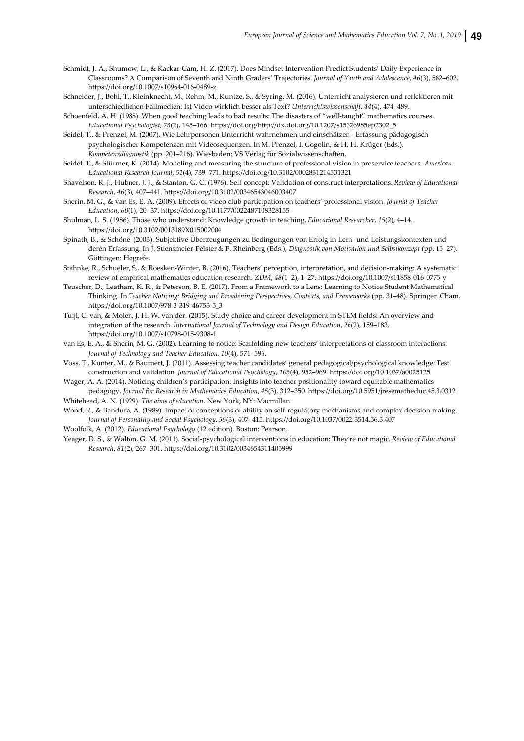Schmidt, J. A., Shumow, L., & Kackar-Cam, H. Z. (2017). Does Mindset Intervention Predict Students' Daily Experience in Classrooms? A Comparison of Seventh and Ninth Graders' Trajectories. *Journal of Youth and Adolescence*, *46*(3), 582–602. https://doi.org/10.1007/s10964-016-0489-z

Schneider, J., Bohl, T., Kleinknecht, M., Rehm, M., Kuntze, S., & Syring, M. (2016). Unterricht analysieren und reflektieren mit unterschiedlichen Fallmedien: Ist Video wirklich besser als Text? *Unterrichtswissenschaft*, *44*(4), 474–489.

Schoenfeld, A. H. (1988). When good teaching leads to bad results: The disasters of "well-taught" mathematics courses. *Educational Psychologist*, *23*(2), 145–166. https://doi.org/http://dx.doi.org/10.1207/s15326985ep2302_5

Seidel, T., & Prenzel, M. (2007). Wie Lehrpersonen Unterricht wahrnehmen und einschätzen - Erfassung pädagogisch-psychologischer Kompetenzen mit Videosequenzen. In M. Prenzel, I. Gogolin, & H.-H. Krüger (Eds.), *Kompetenzdiagnostik* (pp. 201–216). Wiesbaden: VS Verlag für Sozialwissenschaften.

Seidel, T., & Stürmer, K. (2014). Modeling and measuring the structure of professional vision in preservice teachers. *American Educational Research Journal*, *51*(4), 739–771. https://doi.org/10.3102/0002831214531321

Shavelson, R. J., Hubner, J. J., & Stanton, G. C. (1976). Self-concept: Validation of construct interpretations. *Review of Educational Research*, *46*(3), 407–441. https://doi.org/10.3102/00346543046003407

Sherin, M. G., & van Es, E. A. (2009). Effects of video club participation on teachers' professional vision. *Journal of Teacher Education*, *60*(1), 20–37. https://doi.org/10.1177/0022487108328155

Shulman, L. S. (1986). Those who understand: Knowledge growth in teaching. *Educational Researcher*, *15*(2), 4–14. https://doi.org/10.3102/0013189X015002004

Spinath, B., & Schöne. (2003). Subjektive Überzeugungen zu Bedingungen von Erfolg in Lern- und Leistungskontexten und deren Erfassung. In J. Stiensmeier-Pelster & F. Rheinberg (Eds.), *Diagnostik von Motivation und Selbstkonzept* (pp. 15–27). Göttingen: Hogrefe.

Stahnke, R., Schueler, S., & Roesken-Winter, B. (2016). Teachers' perception, interpretation, and decision-making: A systematic review of empirical mathematics education research. *ZDM*, *48*(1–2), 1–27. https://doi.org/10.1007/s11858-016-0775-y

Teuscher, D., Leatham, K. R., & Peterson, B. E. (2017). From a Framework to a Lens: Learning to Notice Student Mathematical Thinking. In *Teacher Noticing: Bridging and Broadening Perspectives, Contexts, and Frameworks* (pp. 31–48). Springer, Cham. https://doi.org/10.1007/978-3-319-46753-5_3

Tuijl, C. van, & Molen, J. H. W. van der. (2015). Study choice and career development in STEM fields: An overview and integration of the research. *International Journal of Technology and Design Education*, *26*(2), 159–183. https://doi.org/10.1007/s10798-015-9308-1

van Es, E. A., & Sherin, M. G. (2002). Learning to notice: Scaffolding new teachers' interpretations of classroom interactions. *Journal of Technology and Teacher Education*, *10*(4), 571–596.

Voss, T., Kunter, M., & Baumert, J. (2011). Assessing teacher candidates' general pedagogical/psychological knowledge: Test construction and validation. *Journal of Educational Psychology*, *103*(4), 952–969. https://doi.org/10.1037/a0025125

Wager, A. A. (2014). Noticing children's participation: Insights into teacher positionality toward equitable mathematics pedagogy. *Journal for Research in Mathematics Education*, *45*(3), 312–350. https://doi.org/10.5951/jresematheduc.45.3.0312

Whitehead, A. N. (1929). *The aims of education*. New York, NY: Macmillan.

Wood, R., & Bandura, A. (1989). Impact of conceptions of ability on self-regulatory mechanisms and complex decision making. *Journal of Personality and Social Psychology*, *56*(3), 407–415. https://doi.org/10.1037/0022-3514.56.3.407

Woolfolk, A. (2012). *Educational Psychology* (12 edition). Boston: Pearson.

Yeager, D. S., & Walton, G. M. (2011). Social-psychological interventions in education: They're not magic. *Review of Educational Research*, *81*(2), 267–301. https://doi.org/10.3102/0034654311405999